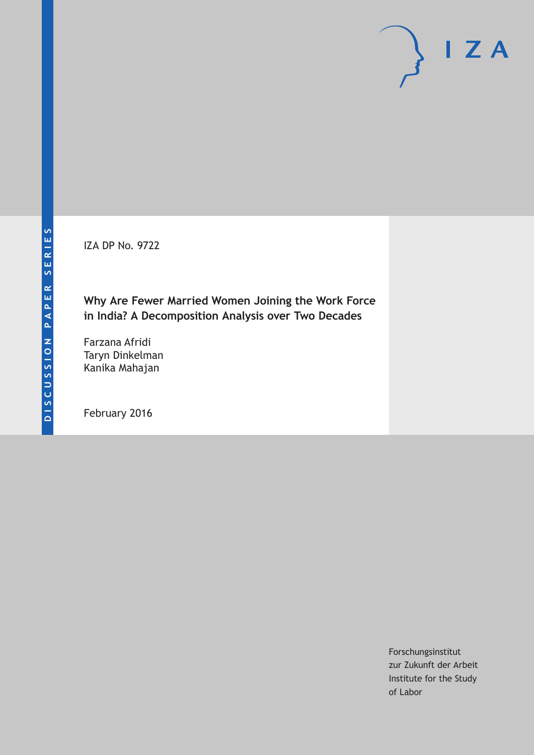DISCUSSION PAPER SERIES

IZA

IZA DP No. 9722

# Why Are Fewer Married Women Joining the Work Force in India? A Decomposition Analysis over Two Decades

Farzana Afridi
Taryn Dinkelman
Kanika Mahajan

February 2016

Forschungsinstitut
zur Zukunft der Arbeit
Institute for the Study
of Labor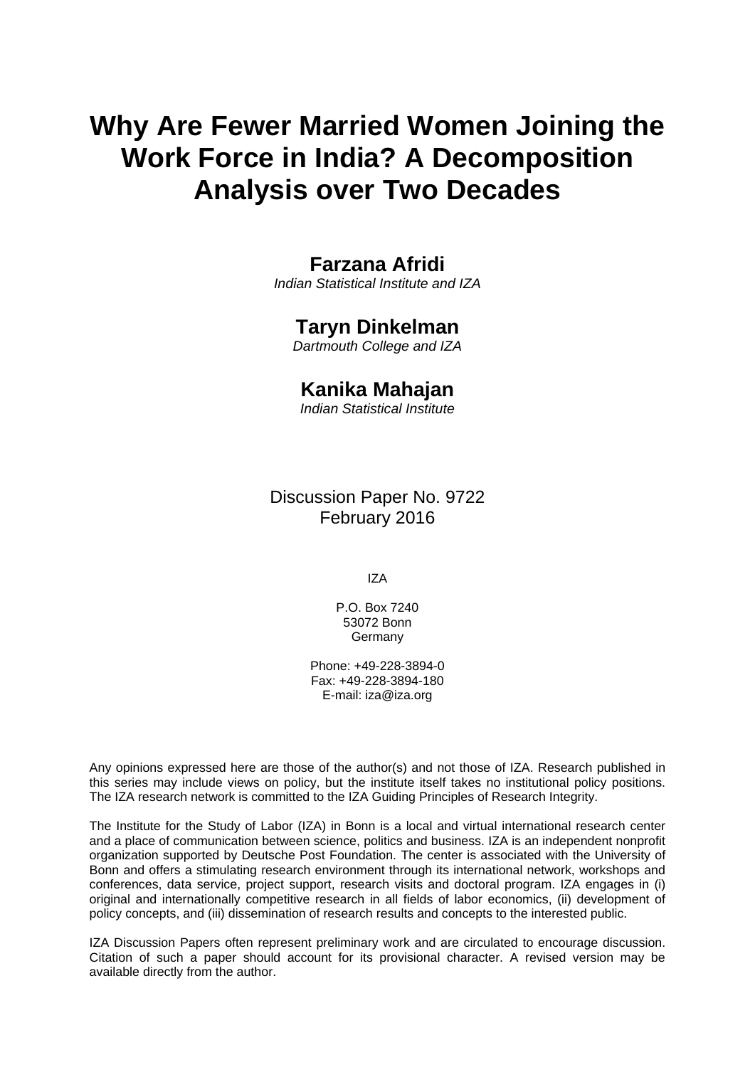# Why Are Fewer Married Women Joining the Work Force in India? A Decomposition Analysis over Two Decades

**Farzana Afridi**
*Indian Statistical Institute and IZA*

**Taryn Dinkelman**
*Dartmouth College and IZA*

**Kanika Mahajan**
*Indian Statistical Institute*

Discussion Paper No. 9722
February 2016

IZA

P.O. Box 7240
53072 Bonn
Germany

Phone: +49-228-3894-0
Fax: +49-228-3894-180
E-mail: iza@iza.org

Any opinions expressed here are those of the author(s) and not those of IZA. Research published in this series may include views on policy, but the institute itself takes no institutional policy positions. The IZA research network is committed to the IZA Guiding Principles of Research Integrity.

The Institute for the Study of Labor (IZA) in Bonn is a local and virtual international research center and a place of communication between science, politics and business. IZA is an independent nonprofit organization supported by Deutsche Post Foundation. The center is associated with the University of Bonn and offers a stimulating research environment through its international network, workshops and conferences, data service, project support, research visits and doctoral program. IZA engages in (i) original and internationally competitive research in all fields of labor economics, (ii) development of policy concepts, and (iii) dissemination of research results and concepts to the interested public.

IZA Discussion Papers often represent preliminary work and are circulated to encourage discussion. Citation of such a paper should account for its provisional character. A revised version may be available directly from the author.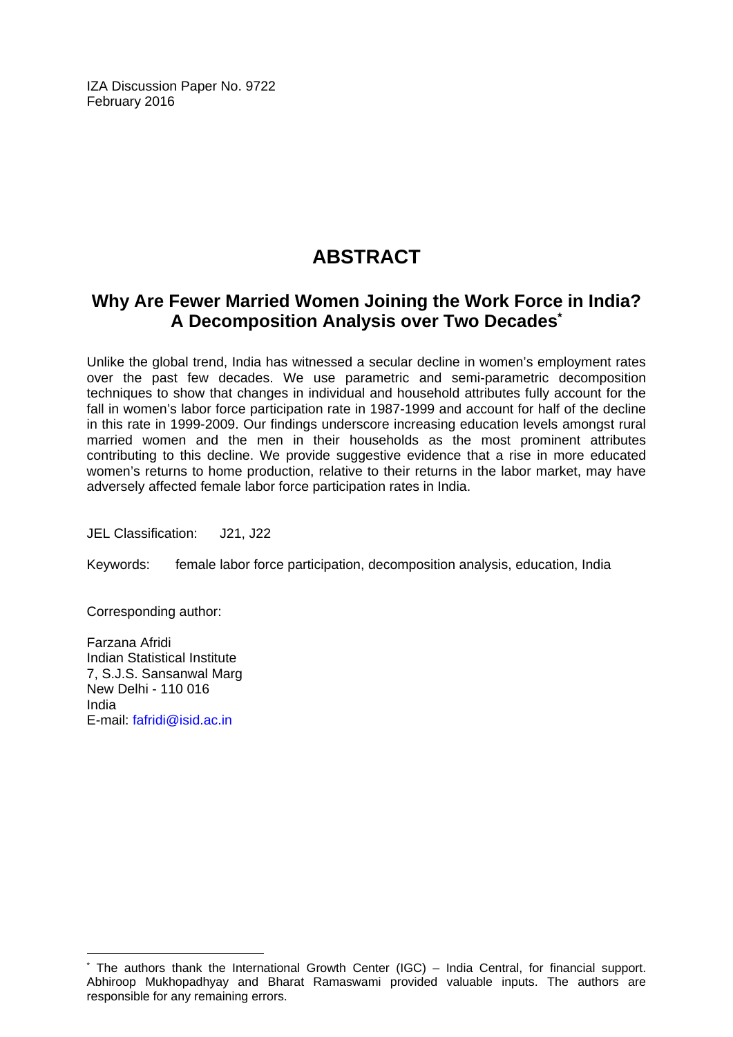IZA Discussion Paper No. 9722
February 2016

# ABSTRACT

## Why Are Fewer Married Women Joining the Work Force in India? A Decomposition Analysis over Two Decades*

Unlike the global trend, India has witnessed a secular decline in women's employment rates over the past few decades. We use parametric and semi-parametric decomposition techniques to show that changes in individual and household attributes fully account for the fall in women's labor force participation rate in 1987-1999 and account for half of the decline in this rate in 1999-2009. Our findings underscore increasing education levels amongst rural married women and the men in their households as the most prominent attributes contributing to this decline. We provide suggestive evidence that a rise in more educated women's returns to home production, relative to their returns in the labor market, may have adversely affected female labor force participation rates in India.

JEL Classification: J21, J22

Keywords: female labor force participation, decomposition analysis, education, India

Corresponding author:

Farzana Afridi
Indian Statistical Institute
7, S.J.S. Sansanwal Marg
New Delhi - 110 016
India
E-mail: fafridi@isid.ac.in

---

* The authors thank the International Growth Center (IGC) – India Central, for financial support. Abhiroop Mukhopadhyay and Bharat Ramaswami provided valuable inputs. The authors are responsible for any remaining errors.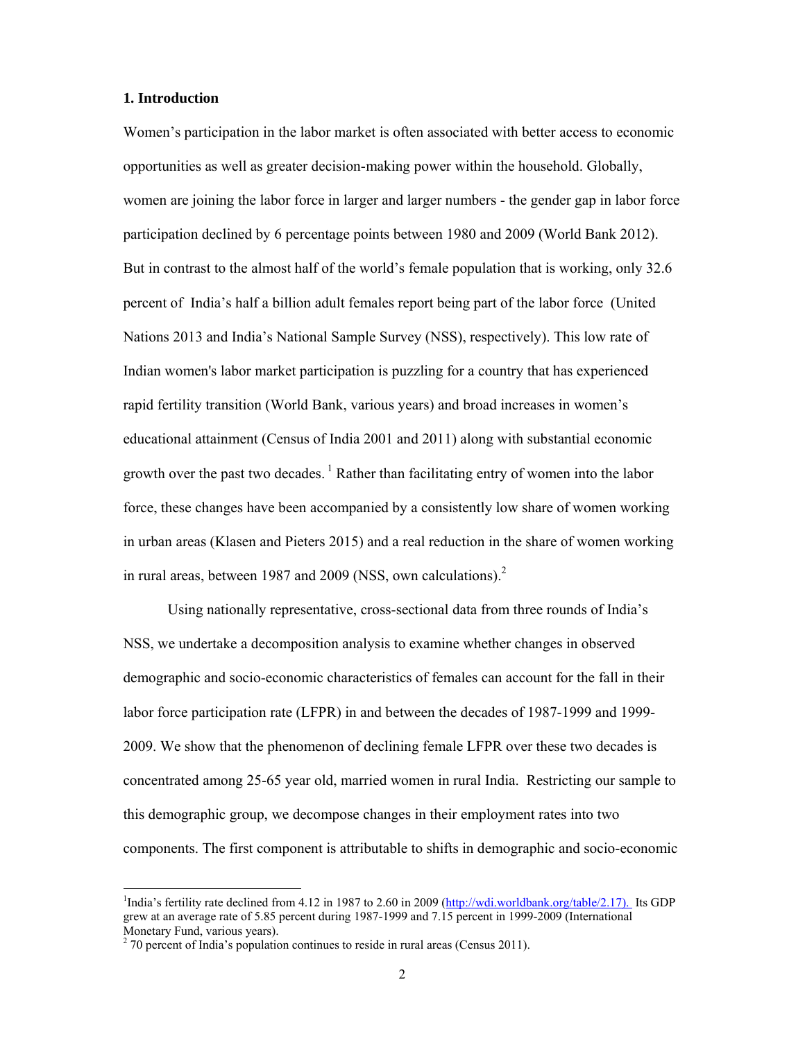## 1. Introduction

Women's participation in the labor market is often associated with better access to economic opportunities as well as greater decision-making power within the household. Globally, women are joining the labor force in larger and larger numbers - the gender gap in labor force participation declined by 6 percentage points between 1980 and 2009 (World Bank 2012). But in contrast to the almost half of the world's female population that is working, only 32.6 percent of India's half a billion adult females report being part of the labor force (United Nations 2013 and India's National Sample Survey (NSS), respectively). This low rate of Indian women's labor market participation is puzzling for a country that has experienced rapid fertility transition (World Bank, various years) and broad increases in women's educational attainment (Census of India 2001 and 2011) along with substantial economic growth over the past two decades. [1] Rather than facilitating entry of women into the labor force, these changes have been accompanied by a consistently low share of women working in urban areas (Klasen and Pieters 2015) and a real reduction in the share of women working in rural areas, between 1987 and 2009 (NSS, own calculations).[2]

Using nationally representative, cross-sectional data from three rounds of India's NSS, we undertake a decomposition analysis to examine whether changes in observed demographic and socio-economic characteristics of females can account for the fall in their labor force participation rate (LFPR) in and between the decades of 1987-1999 and 1999-2009. We show that the phenomenon of declining female LFPR over these two decades is concentrated among 25-65 year old, married women in rural India. Restricting our sample to this demographic group, we decompose changes in their employment rates into two components. The first component is attributable to shifts in demographic and socio-economic

---

[1] India's fertility rate declined from 4.12 in 1987 to 2.60 in 2009 (http://wdi.worldbank.org/table/2.17). Its GDP grew at an average rate of 5.85 percent during 1987-1999 and 7.15 percent in 1999-2009 (International Monetary Fund, various years).

[2] 70 percent of India's population continues to reside in rural areas (Census 2011).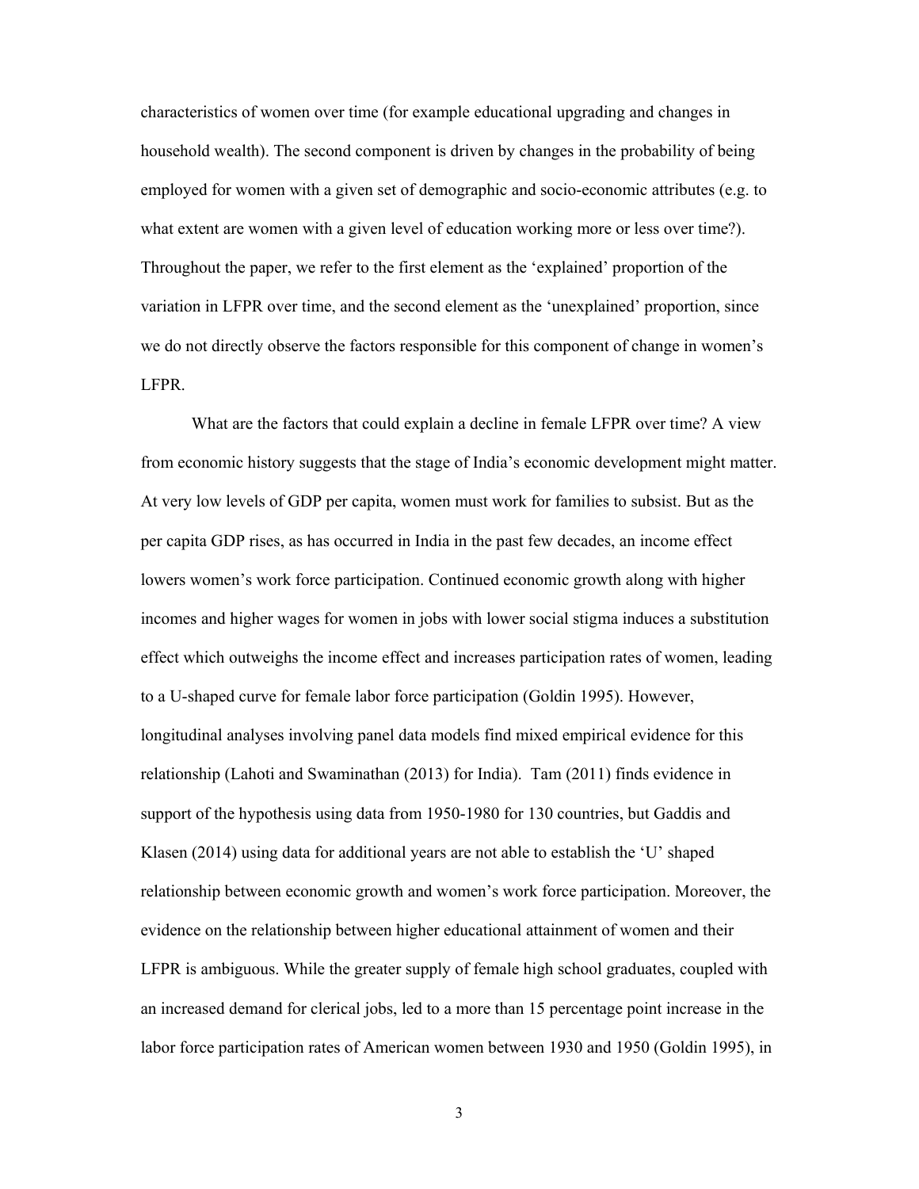characteristics of women over time (for example educational upgrading and changes in household wealth). The second component is driven by changes in the probability of being employed for women with a given set of demographic and socio-economic attributes (e.g. to what extent are women with a given level of education working more or less over time?). Throughout the paper, we refer to the first element as the 'explained' proportion of the variation in LFPR over time, and the second element as the 'unexplained' proportion, since we do not directly observe the factors responsible for this component of change in women's LFPR.

What are the factors that could explain a decline in female LFPR over time? A view from economic history suggests that the stage of India's economic development might matter. At very low levels of GDP per capita, women must work for families to subsist. But as the per capita GDP rises, as has occurred in India in the past few decades, an income effect lowers women's work force participation. Continued economic growth along with higher incomes and higher wages for women in jobs with lower social stigma induces a substitution effect which outweighs the income effect and increases participation rates of women, leading to a U-shaped curve for female labor force participation (Goldin 1995). However, longitudinal analyses involving panel data models find mixed empirical evidence for this relationship (Lahoti and Swaminathan (2013) for India). Tam (2011) finds evidence in support of the hypothesis using data from 1950-1980 for 130 countries, but Gaddis and Klasen (2014) using data for additional years are not able to establish the 'U' shaped relationship between economic growth and women's work force participation. Moreover, the evidence on the relationship between higher educational attainment of women and their LFPR is ambiguous. While the greater supply of female high school graduates, coupled with an increased demand for clerical jobs, led to a more than 15 percentage point increase in the labor force participation rates of American women between 1930 and 1950 (Goldin 1995), in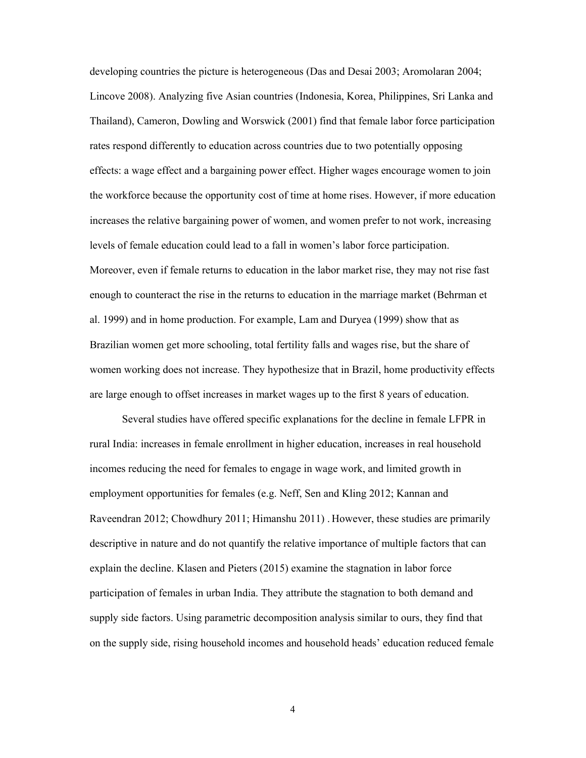developing countries the picture is heterogeneous (Das and Desai 2003; Aromolaran 2004; Lincove 2008). Analyzing five Asian countries (Indonesia, Korea, Philippines, Sri Lanka and Thailand), Cameron, Dowling and Worswick (2001) find that female labor force participation rates respond differently to education across countries due to two potentially opposing effects: a wage effect and a bargaining power effect. Higher wages encourage women to join the workforce because the opportunity cost of time at home rises. However, if more education increases the relative bargaining power of women, and women prefer to not work, increasing levels of female education could lead to a fall in women's labor force participation. Moreover, even if female returns to education in the labor market rise, they may not rise fast enough to counteract the rise in the returns to education in the marriage market (Behrman et al. 1999) and in home production. For example, Lam and Duryea (1999) show that as Brazilian women get more schooling, total fertility falls and wages rise, but the share of women working does not increase. They hypothesize that in Brazil, home productivity effects are large enough to offset increases in market wages up to the first 8 years of education.

Several studies have offered specific explanations for the decline in female LFPR in rural India: increases in female enrollment in higher education, increases in real household incomes reducing the need for females to engage in wage work, and limited growth in employment opportunities for females (e.g. Neff, Sen and Kling 2012; Kannan and Raveendran 2012; Chowdhury 2011; Himanshu 2011) . However, these studies are primarily descriptive in nature and do not quantify the relative importance of multiple factors that can explain the decline. Klasen and Pieters (2015) examine the stagnation in labor force participation of females in urban India. They attribute the stagnation to both demand and supply side factors. Using parametric decomposition analysis similar to ours, they find that on the supply side, rising household incomes and household heads' education reduced female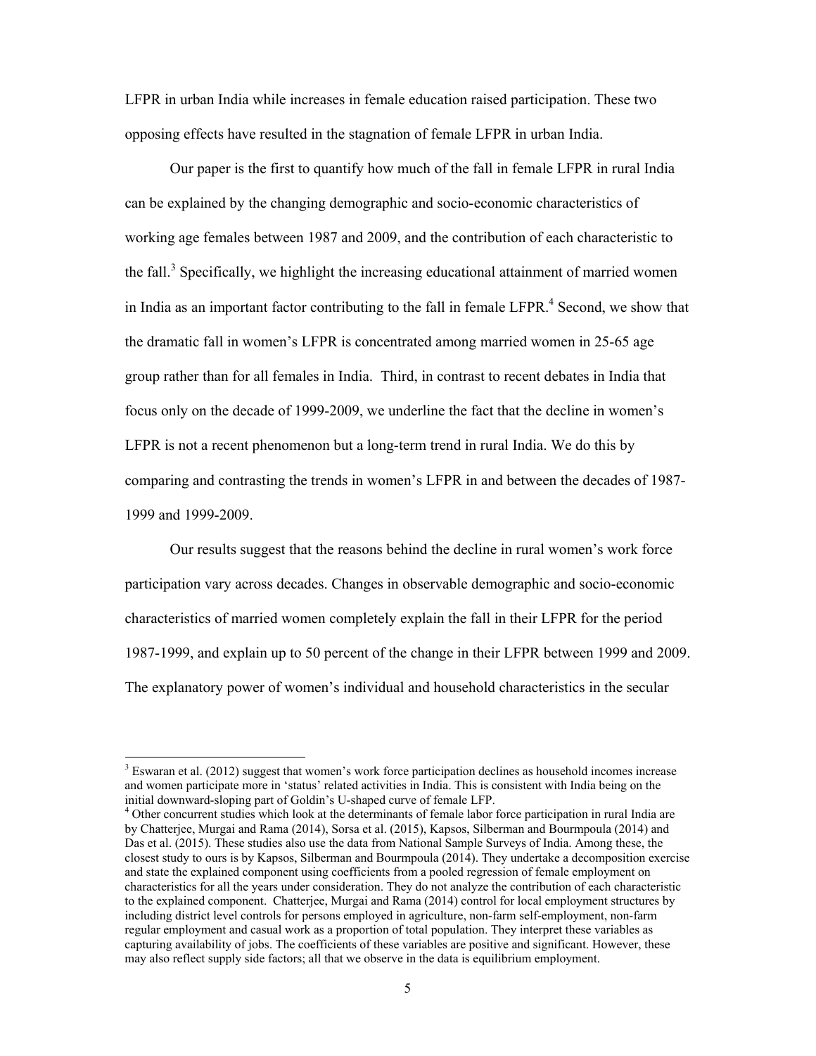LFPR in urban India while increases in female education raised participation. These two opposing effects have resulted in the stagnation of female LFPR in urban India.

Our paper is the first to quantify how much of the fall in female LFPR in rural India can be explained by the changing demographic and socio-economic characteristics of working age females between 1987 and 2009, and the contribution of each characteristic to the fall.[3] Specifically, we highlight the increasing educational attainment of married women in India as an important factor contributing to the fall in female LFPR.[4] Second, we show that the dramatic fall in women's LFPR is concentrated among married women in 25-65 age group rather than for all females in India. Third, in contrast to recent debates in India that focus only on the decade of 1999-2009, we underline the fact that the decline in women's LFPR is not a recent phenomenon but a long-term trend in rural India. We do this by comparing and contrasting the trends in women's LFPR in and between the decades of 1987-1999 and 1999-2009.

Our results suggest that the reasons behind the decline in rural women's work force participation vary across decades. Changes in observable demographic and socio-economic characteristics of married women completely explain the fall in their LFPR for the period 1987-1999, and explain up to 50 percent of the change in their LFPR between 1999 and 2009. The explanatory power of women's individual and household characteristics in the secular

---

[3] Eswaran et al. (2012) suggest that women's work force participation declines as household incomes increase and women participate more in 'status' related activities in India. This is consistent with India being on the initial downward-sloping part of Goldin's U-shaped curve of female LFP.

[4] Other concurrent studies which look at the determinants of female labor force participation in rural India are by Chatterjee, Murgai and Rama (2014), Sorsa et al. (2015), Kapsos, Silberman and Bourmpoula (2014) and Das et al. (2015). These studies also use the data from National Sample Surveys of India. Among these, the closest study to ours is by Kapsos, Silberman and Bourmpoula (2014). They undertake a decomposition exercise and state the explained component using coefficients from a pooled regression of female employment on characteristics for all the years under consideration. They do not analyze the contribution of each characteristic to the explained component. Chatterjee, Murgai and Rama (2014) control for local employment structures by including district level controls for persons employed in agriculture, non-farm self-employment, non-farm regular employment and casual work as a proportion of total population. They interpret these variables as capturing availability of jobs. The coefficients of these variables are positive and significant. However, these may also reflect supply side factors; all that we observe in the data is equilibrium employment.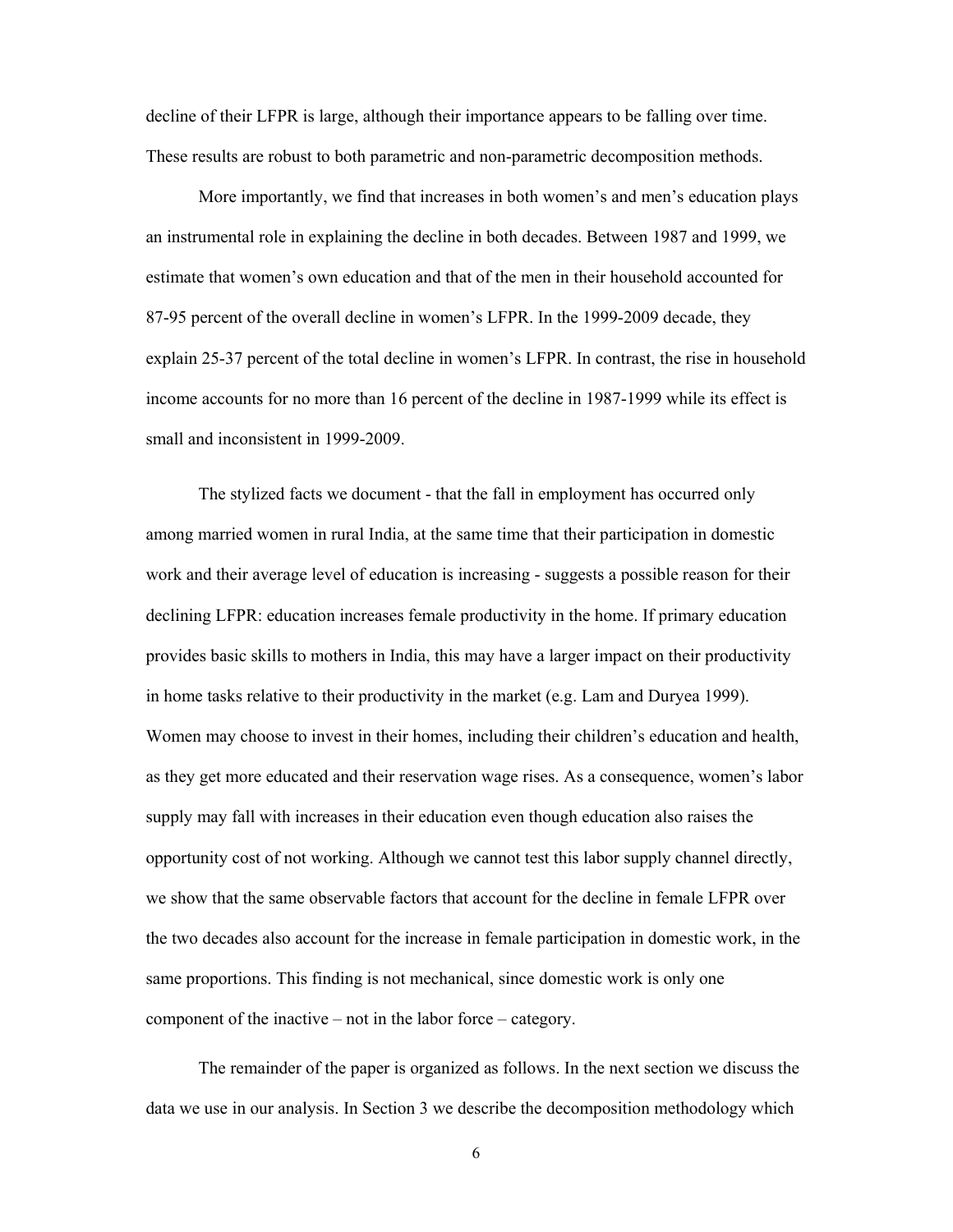decline of their LFPR is large, although their importance appears to be falling over time. These results are robust to both parametric and non-parametric decomposition methods.

More importantly, we find that increases in both women's and men's education plays an instrumental role in explaining the decline in both decades. Between 1987 and 1999, we estimate that women's own education and that of the men in their household accounted for 87-95 percent of the overall decline in women's LFPR. In the 1999-2009 decade, they explain 25-37 percent of the total decline in women's LFPR. In contrast, the rise in household income accounts for no more than 16 percent of the decline in 1987-1999 while its effect is small and inconsistent in 1999-2009.

The stylized facts we document - that the fall in employment has occurred only among married women in rural India, at the same time that their participation in domestic work and their average level of education is increasing - suggests a possible reason for their declining LFPR: education increases female productivity in the home. If primary education provides basic skills to mothers in India, this may have a larger impact on their productivity in home tasks relative to their productivity in the market (e.g. Lam and Duryea 1999). Women may choose to invest in their homes, including their children's education and health, as they get more educated and their reservation wage rises. As a consequence, women's labor supply may fall with increases in their education even though education also raises the opportunity cost of not working. Although we cannot test this labor supply channel directly, we show that the same observable factors that account for the decline in female LFPR over the two decades also account for the increase in female participation in domestic work, in the same proportions. This finding is not mechanical, since domestic work is only one component of the inactive – not in the labor force – category.

The remainder of the paper is organized as follows. In the next section we discuss the data we use in our analysis. In Section 3 we describe the decomposition methodology which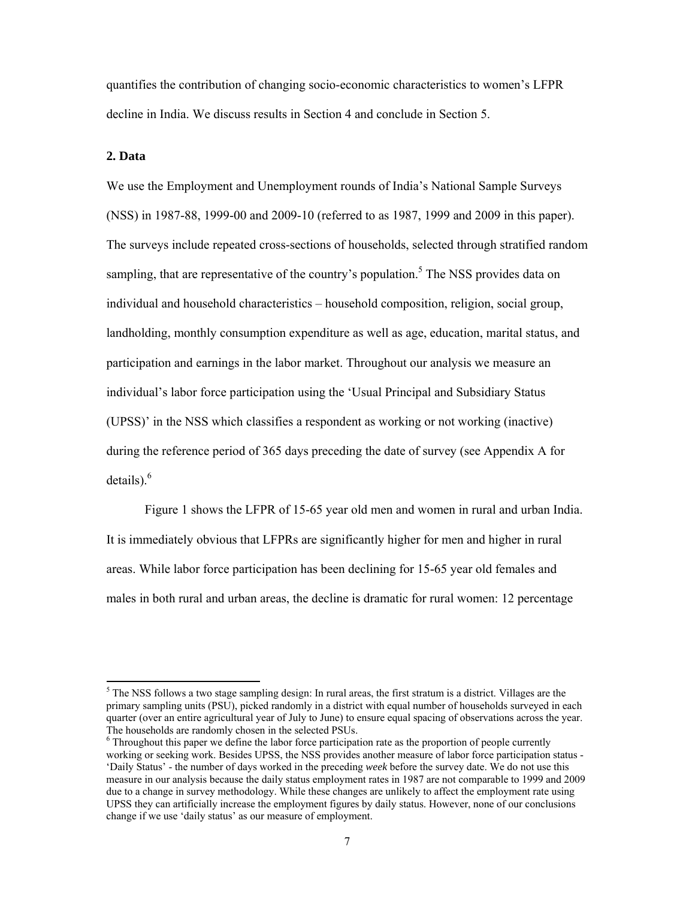quantifies the contribution of changing socio-economic characteristics to women's LFPR decline in India. We discuss results in Section 4 and conclude in Section 5.

## 2. Data

We use the Employment and Unemployment rounds of India's National Sample Surveys (NSS) in 1987-88, 1999-00 and 2009-10 (referred to as 1987, 1999 and 2009 in this paper). The surveys include repeated cross-sections of households, selected through stratified random sampling, that are representative of the country's population.[5] The NSS provides data on individual and household characteristics – household composition, religion, social group, landholding, monthly consumption expenditure as well as age, education, marital status, and participation and earnings in the labor market. Throughout our analysis we measure an individual's labor force participation using the 'Usual Principal and Subsidiary Status (UPSS)' in the NSS which classifies a respondent as working or not working (inactive) during the reference period of 365 days preceding the date of survey (see Appendix A for details).[6]

Figure 1 shows the LFPR of 15-65 year old men and women in rural and urban India. It is immediately obvious that LFPRs are significantly higher for men and higher in rural areas. While labor force participation has been declining for 15-65 year old females and males in both rural and urban areas, the decline is dramatic for rural women: 12 percentage

[5] The NSS follows a two stage sampling design: In rural areas, the first stratum is a district. Villages are the primary sampling units (PSU), picked randomly in a district with equal number of households surveyed in each quarter (over an entire agricultural year of July to June) to ensure equal spacing of observations across the year. The households are randomly chosen in the selected PSUs.

[6] Throughout this paper we define the labor force participation rate as the proportion of people currently working or seeking work. Besides UPSS, the NSS provides another measure of labor force participation status - 'Daily Status' - the number of days worked in the preceding *week* before the survey date. We do not use this measure in our analysis because the daily status employment rates in 1987 are not comparable to 1999 and 2009 due to a change in survey methodology. While these changes are unlikely to affect the employment rate using UPSS they can artificially increase the employment figures by daily status. However, none of our conclusions change if we use 'daily status' as our measure of employment.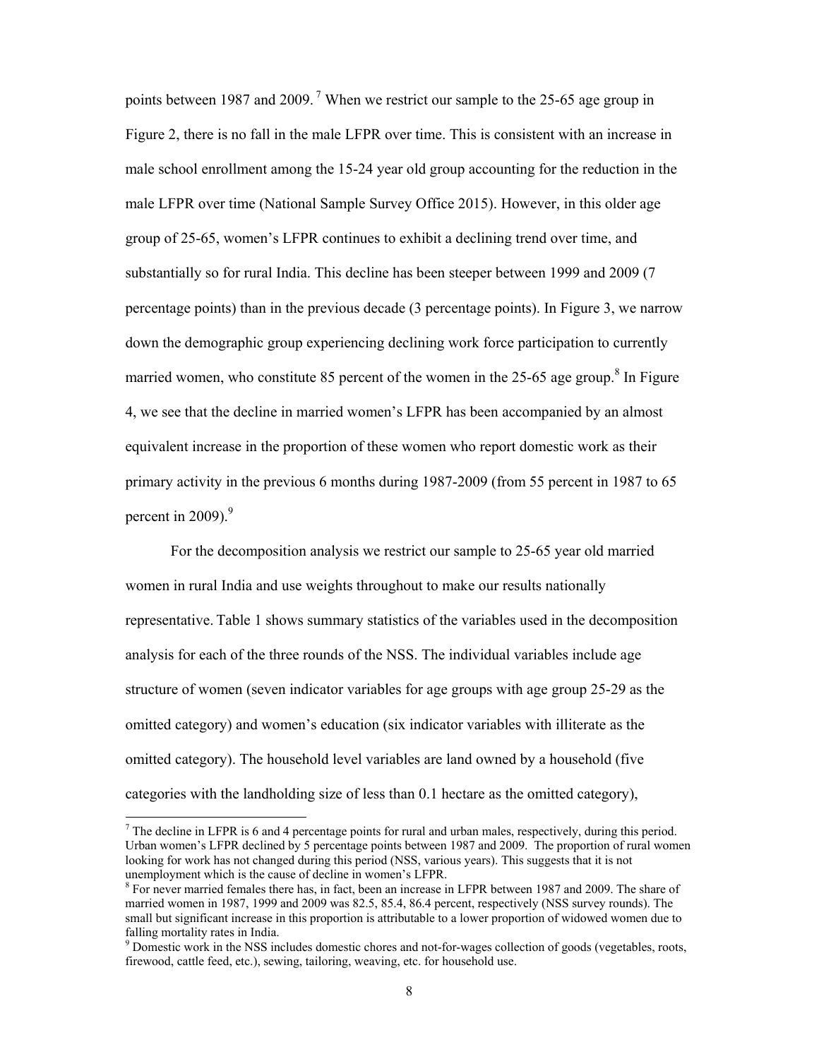points between 1987 and 2009.[7] When we restrict our sample to the 25-65 age group in Figure 2, there is no fall in the male LFPR over time. This is consistent with an increase in male school enrollment among the 15-24 year old group accounting for the reduction in the male LFPR over time (National Sample Survey Office 2015). However, in this older age group of 25-65, women's LFPR continues to exhibit a declining trend over time, and substantially so for rural India. This decline has been steeper between 1999 and 2009 (7 percentage points) than in the previous decade (3 percentage points). In Figure 3, we narrow down the demographic group experiencing declining work force participation to currently married women, who constitute 85 percent of the women in the 25-65 age group.[8] In Figure 4, we see that the decline in married women's LFPR has been accompanied by an almost equivalent increase in the proportion of these women who report domestic work as their primary activity in the previous 6 months during 1987-2009 (from 55 percent in 1987 to 65 percent in 2009).[9]

For the decomposition analysis we restrict our sample to 25-65 year old married women in rural India and use weights throughout to make our results nationally representative. Table 1 shows summary statistics of the variables used in the decomposition analysis for each of the three rounds of the NSS. The individual variables include age structure of women (seven indicator variables for age groups with age group 25-29 as the omitted category) and women's education (six indicator variables with illiterate as the omitted category). The household level variables are land owned by a household (five categories with the landholding size of less than 0.1 hectare as the omitted category),

---

[7] The decline in LFPR is 6 and 4 percentage points for rural and urban males, respectively, during this period. Urban women's LFPR declined by 5 percentage points between 1987 and 2009. The proportion of rural women looking for work has not changed during this period (NSS, various years). This suggests that it is not unemployment which is the cause of decline in women's LFPR.

[8] For never married females there has, in fact, been an increase in LFPR between 1987 and 2009. The share of married women in 1987, 1999 and 2009 was 82.5, 85.4, 86.4 percent, respectively (NSS survey rounds). The small but significant increase in this proportion is attributable to a lower proportion of widowed women due to falling mortality rates in India.

[9] Domestic work in the NSS includes domestic chores and not-for-wages collection of goods (vegetables, roots, firewood, cattle feed, etc.), sewing, tailoring, weaving, etc. for household use.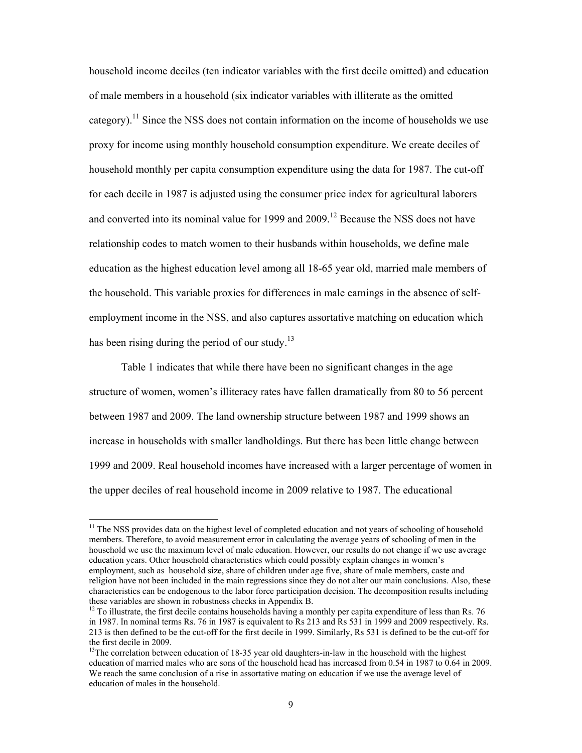household income deciles (ten indicator variables with the first decile omitted) and education of male members in a household (six indicator variables with illiterate as the omitted category).[11] Since the NSS does not contain information on the income of households we use proxy for income using monthly household consumption expenditure. We create deciles of household monthly per capita consumption expenditure using the data for 1987. The cut-off for each decile in 1987 is adjusted using the consumer price index for agricultural laborers and converted into its nominal value for 1999 and 2009.[12] Because the NSS does not have relationship codes to match women to their husbands within households, we define male education as the highest education level among all 18-65 year old, married male members of the household. This variable proxies for differences in male earnings in the absence of self-employment income in the NSS, and also captures assortative matching on education which has been rising during the period of our study.[13]

Table 1 indicates that while there have been no significant changes in the age structure of women, women's illiteracy rates have fallen dramatically from 80 to 56 percent between 1987 and 2009. The land ownership structure between 1987 and 1999 shows an increase in households with smaller landholdings. But there has been little change between 1999 and 2009. Real household incomes have increased with a larger percentage of women in the upper deciles of real household income in 2009 relative to 1987. The educational

---

[11] The NSS provides data on the highest level of completed education and not years of schooling of household members. Therefore, to avoid measurement error in calculating the average years of schooling of men in the household we use the maximum level of male education. However, our results do not change if we use average education years. Other household characteristics which could possibly explain changes in women's employment, such as household size, share of children under age five, share of male members, caste and religion have not been included in the main regressions since they do not alter our main conclusions. Also, these characteristics can be endogenous to the labor force participation decision. The decomposition results including these variables are shown in robustness checks in Appendix B.

[12] To illustrate, the first decile contains households having a monthly per capita expenditure of less than Rs. 76 in 1987. In nominal terms Rs. 76 in 1987 is equivalent to Rs 213 and Rs 531 in 1999 and 2009 respectively. Rs. 213 is then defined to be the cut-off for the first decile in 1999. Similarly, Rs 531 is defined to be the cut-off for the first decile in 2009.

[13] The correlation between education of 18-35 year old daughters-in-law in the household with the highest education of married males who are sons of the household head has increased from 0.54 in 1987 to 0.64 in 2009. We reach the same conclusion of a rise in assortative mating on education if we use the average level of education of males in the household.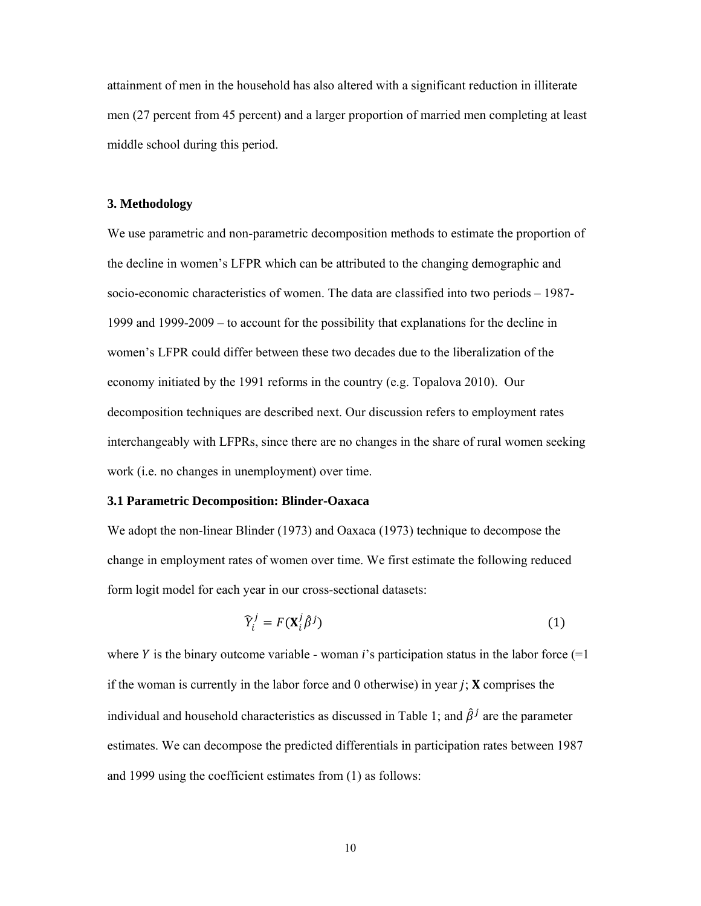attainment of men in the household has also altered with a significant reduction in illiterate men (27 percent from 45 percent) and a larger proportion of married men completing at least middle school during this period.

## 3. Methodology

We use parametric and non-parametric decomposition methods to estimate the proportion of the decline in women's LFPR which can be attributed to the changing demographic and socio-economic characteristics of women. The data are classified into two periods – 1987-1999 and 1999-2009 – to account for the possibility that explanations for the decline in women's LFPR could differ between these two decades due to the liberalization of the economy initiated by the 1991 reforms in the country (e.g. Topalova 2010). Our decomposition techniques are described next. Our discussion refers to employment rates interchangeably with LFPRs, since there are no changes in the share of rural women seeking work (i.e. no changes in unemployment) over time.

### 3.1 Parametric Decomposition: Blinder-Oaxaca

We adopt the non-linear Blinder (1973) and Oaxaca (1973) technique to decompose the change in employment rates of women over time. We first estimate the following reduced form logit model for each year in our cross-sectional datasets:

$$\widehat{Y}_i^j = F(\mathbf{X}_i^j \hat{\beta}^j) \tag{1}$$

where $Y$ is the binary outcome variable - woman *i*'s participation status in the labor force (=1 if the woman is currently in the labor force and 0 otherwise) in year $j$; $\mathbf{X}$ comprises the individual and household characteristics as discussed in Table 1; and $\hat{\beta}^j$ are the parameter estimates. We can decompose the predicted differentials in participation rates between 1987 and 1999 using the coefficient estimates from (1) as follows: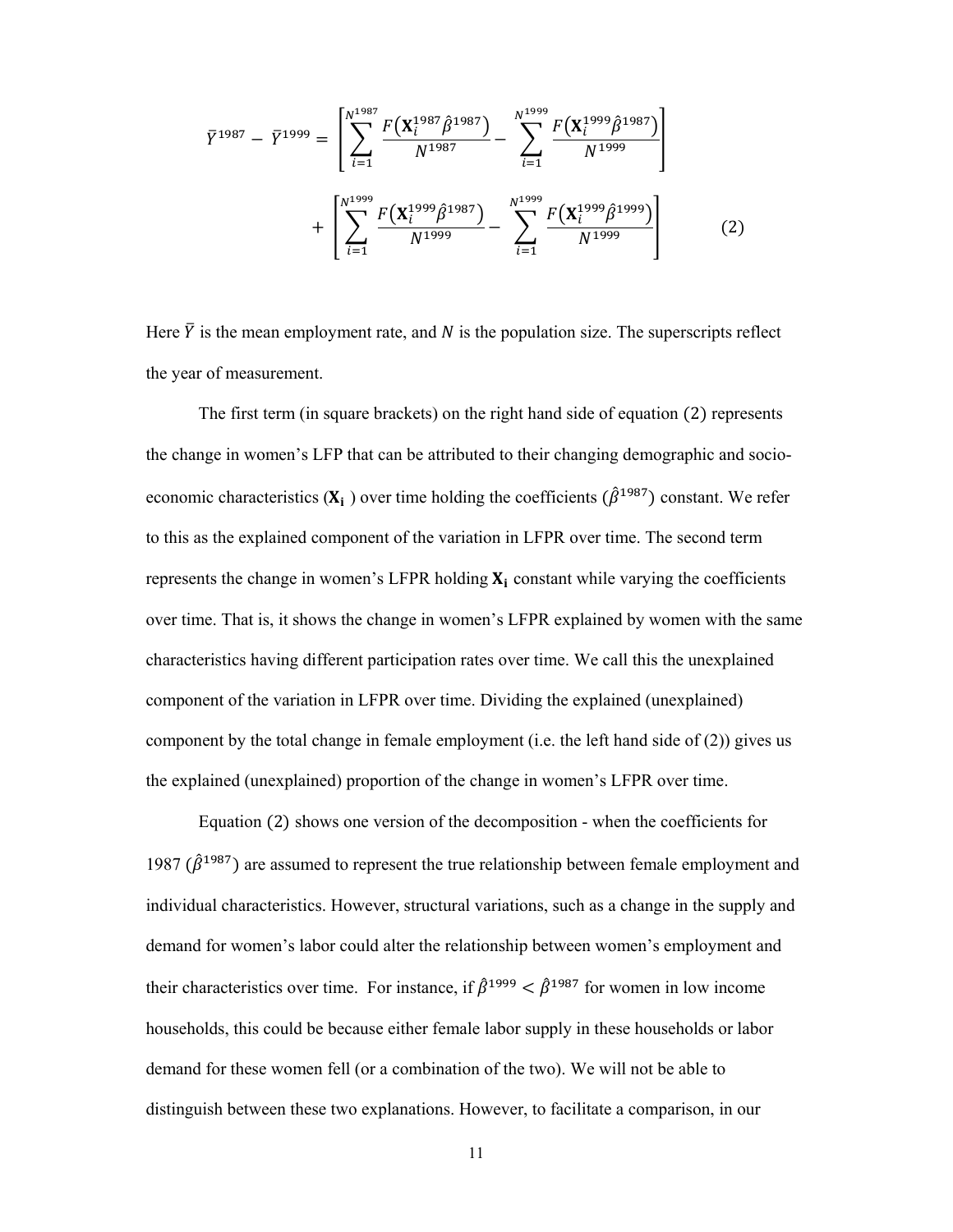$$\bar{Y}^{1987} - \bar{Y}^{1999} = \left[ \sum_{i=1}^{N^{1987}} \frac{F\left(\mathbf{X}_i^{1987} \hat{\beta}^{1987}\right)}{N^{1987}} - \sum_{i=1}^{N^{1999}} \frac{F\left(\mathbf{X}_i^{1999} \hat{\beta}^{1987}\right)}{N^{1999}} \right] + \left[ \sum_{i=1}^{N^{1999}} \frac{F\left(\mathbf{X}_i^{1999} \hat{\beta}^{1987}\right)}{N^{1999}} - \sum_{i=1}^{N^{1999}} \frac{F\left(\mathbf{X}_i^{1999} \hat{\beta}^{1999}\right)}{N^{1999}} \right] \quad (2)$$

Here $\bar{Y}$ is the mean employment rate, and $N$ is the population size. The superscripts reflect the year of measurement.

The first term (in square brackets) on the right hand side of equation (2) represents the change in women's LFP that can be attributed to their changing demographic and socio-economic characteristics ($\mathbf{X_i}$ ) over time holding the coefficients ($\hat{\beta}^{1987}$) constant. We refer to this as the explained component of the variation in LFPR over time. The second term represents the change in women's LFPR holding $\mathbf{X_i}$ constant while varying the coefficients over time. That is, it shows the change in women's LFPR explained by women with the same characteristics having different participation rates over time. We call this the unexplained component of the variation in LFPR over time. Dividing the explained (unexplained) component by the total change in female employment (i.e. the left hand side of (2)) gives us the explained (unexplained) proportion of the change in women's LFPR over time.

Equation (2) shows one version of the decomposition - when the coefficients for 1987 ($\hat{\beta}^{1987}$) are assumed to represent the true relationship between female employment and individual characteristics. However, structural variations, such as a change in the supply and demand for women's labor could alter the relationship between women's employment and their characteristics over time. For instance, if $\hat{\beta}^{1999} < \hat{\beta}^{1987}$ for women in low income households, this could be because either female labor supply in these households or labor demand for these women fell (or a combination of the two). We will not be able to distinguish between these two explanations. However, to facilitate a comparison, in our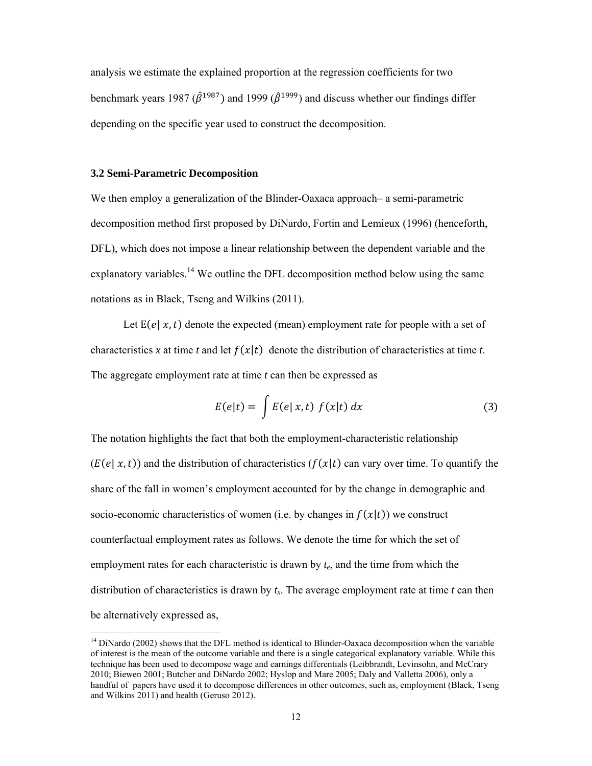analysis we estimate the explained proportion at the regression coefficients for two benchmark years 1987 ($\hat{\beta}^{1987}$) and 1999 ($\hat{\beta}^{1999}$) and discuss whether our findings differ depending on the specific year used to construct the decomposition.

### 3.2 Semi-Parametric Decomposition

We then employ a generalization of the Blinder-Oaxaca approach– a semi-parametric decomposition method first proposed by DiNardo, Fortin and Lemieux (1996) (henceforth, DFL), which does not impose a linear relationship between the dependent variable and the explanatory variables.[14] We outline the DFL decomposition method below using the same notations as in Black, Tseng and Wilkins (2011).

Let $\mathrm{E}(e|\, x, t)$ denote the expected (mean) employment rate for people with a set of characteristics *x* at time *t* and let $f(x|t)$ denote the distribution of characteristics at time *t*. The aggregate employment rate at time *t* can then be expressed as

$$E(e|t) = \int E(e|\, x, t)\ f(x|t)\, dx \tag{3}$$

The notation highlights the fact that both the employment-characteristic relationship ($E(e|\, x, t)$) and the distribution of characteristics ($f(x|t)$ can vary over time. To quantify the share of the fall in women's employment accounted for by the change in demographic and socio-economic characteristics of women (i.e. by changes in $f(x|t)$) we construct counterfactual employment rates as follows. We denote the time for which the set of employment rates for each characteristic is drawn by $t_e$, and the time from which the distribution of characteristics is drawn by $t_x$. The average employment rate at time *t* can then be alternatively expressed as,

[14] DiNardo (2002) shows that the DFL method is identical to Blinder-Oaxaca decomposition when the variable of interest is the mean of the outcome variable and there is a single categorical explanatory variable. While this technique has been used to decompose wage and earnings differentials (Leibbrandt, Levinsohn, and McCrary 2010; Biewen 2001; Butcher and DiNardo 2002; Hyslop and Mare 2005; Daly and Valletta 2006), only a handful of papers have used it to decompose differences in other outcomes, such as, employment (Black, Tseng and Wilkins 2011) and health (Geruso 2012).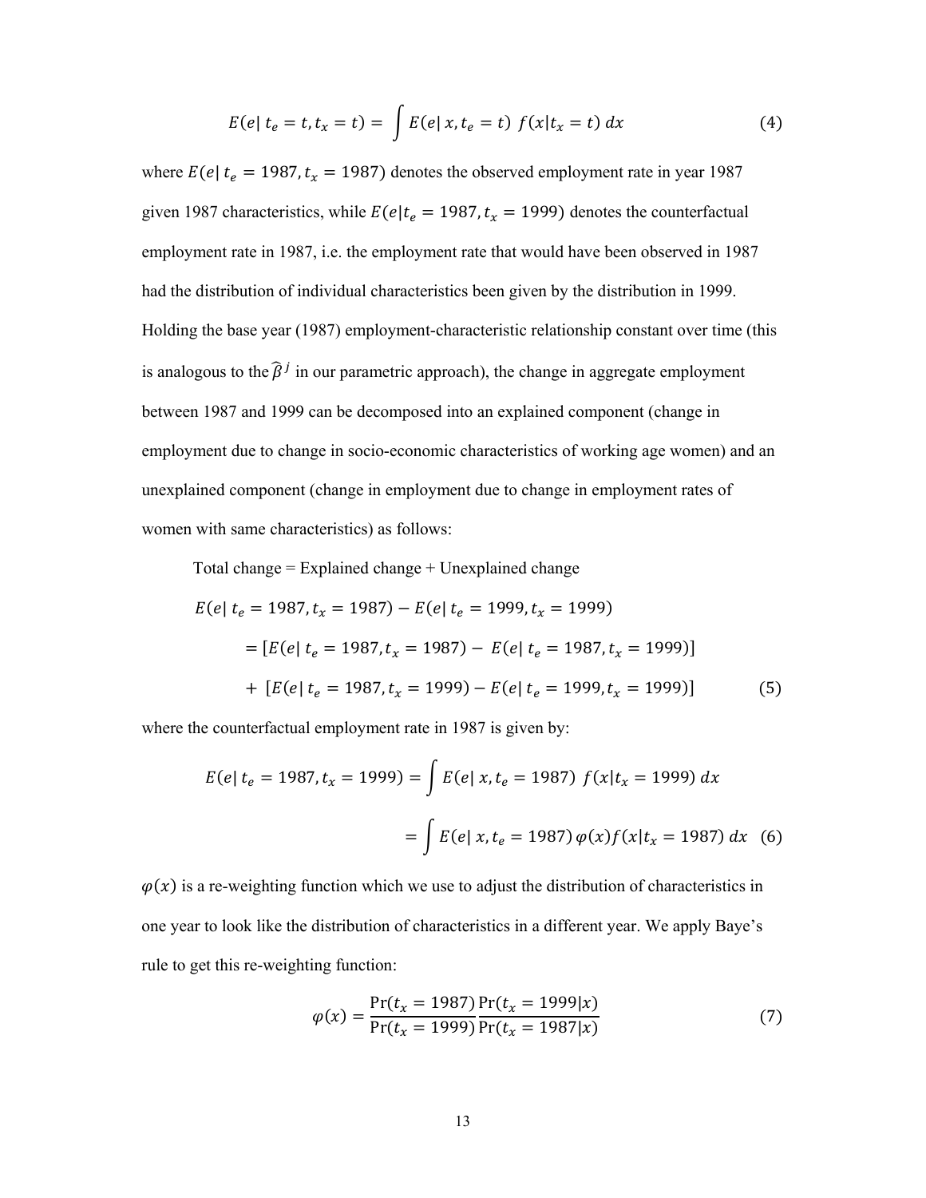$$E(e|\, t_e = t, t_x = t) = \int E(e|\, x, t_e = t)\; f(x|t_x = t)\; dx \tag{4}$$

where $E(e|\, t_e = 1987, t_x = 1987)$ denotes the observed employment rate in year 1987 given 1987 characteristics, while $E(e|t_e = 1987, t_x = 1999)$ denotes the counterfactual employment rate in 1987, i.e. the employment rate that would have been observed in 1987 had the distribution of individual characteristics been given by the distribution in 1999. Holding the base year (1987) employment-characteristic relationship constant over time (this is analogous to the $\widehat{\beta}^{j}$ in our parametric approach), the change in aggregate employment between 1987 and 1999 can be decomposed into an explained component (change in employment due to change in socio-economic characteristics of working age women) and an unexplained component (change in employment due to change in employment rates of women with same characteristics) as follows:

Total change = Explained change + Unexplained change

$$\begin{aligned}
&E(e|\, t_e = 1987, t_x = 1987) - E(e|\, t_e = 1999, t_x = 1999) \\
&\quad = [E(e|\, t_e = 1987, t_x = 1987) - E(e|\, t_e = 1987, t_x = 1999)] \\
&\quad + [E(e|\, t_e = 1987, t_x = 1999) - E(e|\, t_e = 1999, t_x = 1999)]
\end{aligned} \tag{5}$$

where the counterfactual employment rate in 1987 is given by:

$$\begin{aligned}
E(e|\, t_e = 1987, t_x = 1999) &= \int E(e|\, x, t_e = 1987)\; f(x|t_x = 1999)\; dx \\
&= \int E(e|\, x, t_e = 1987)\, \varphi(x) f(x|t_x = 1987)\; dx
\end{aligned} \tag{6}$$

$\varphi(x)$ is a re-weighting function which we use to adjust the distribution of characteristics in one year to look like the distribution of characteristics in a different year. We apply Baye's rule to get this re-weighting function:

$$\varphi(x) = \frac{\Pr(t_x = 1987)}{\Pr(t_x = 1999)} \frac{\Pr(t_x = 1999|x)}{\Pr(t_x = 1987|x)} \tag{7}$$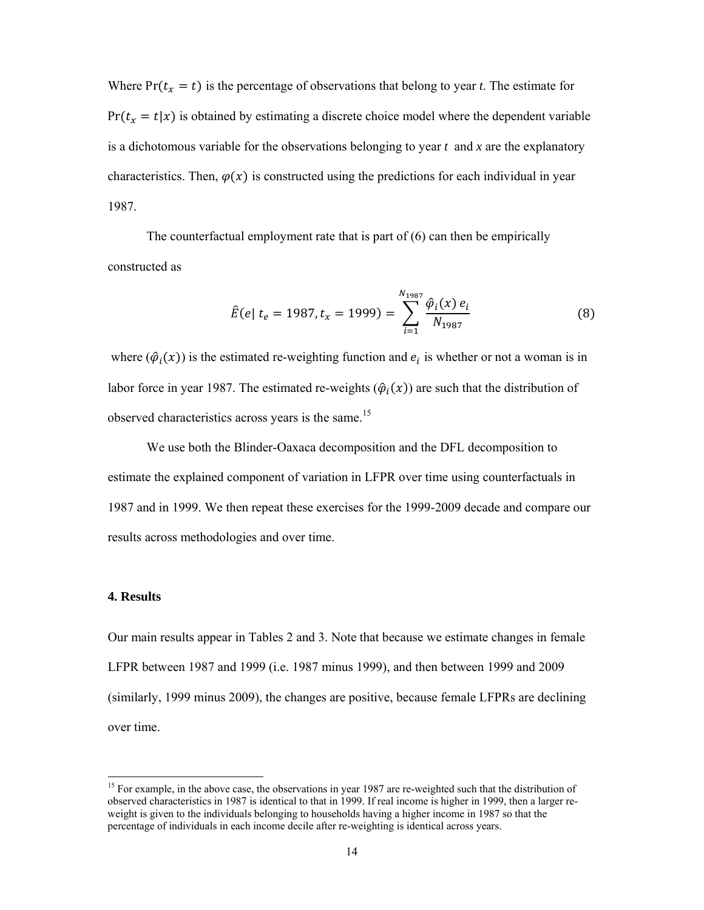Where $\Pr(t_x = t)$ is the percentage of observations that belong to year *t*. The estimate for $\Pr(t_x = t|x)$ is obtained by estimating a discrete choice model where the dependent variable is a dichotomous variable for the observations belonging to year $t$ and *x* are the explanatory characteristics. Then, $\varphi(x)$ is constructed using the predictions for each individual in year 1987.

The counterfactual employment rate that is part of (6) can then be empirically constructed as

$$\hat{E}(e|\, t_e = 1987, t_x = 1999) = \sum_{i=1}^{N_{1987}} \frac{\hat{\varphi}_i(x)\, e_i}{N_{1987}} \tag{8}$$

where $(\hat{\varphi}_i(x))$ is the estimated re-weighting function and $e_i$ is whether or not a woman is in labor force in year 1987. The estimated re-weights $(\hat{\varphi}_i(x))$ are such that the distribution of observed characteristics across years is the same.[15]

We use both the Blinder-Oaxaca decomposition and the DFL decomposition to estimate the explained component of variation in LFPR over time using counterfactuals in 1987 and in 1999. We then repeat these exercises for the 1999-2009 decade and compare our results across methodologies and over time.

## 4. Results

Our main results appear in Tables 2 and 3. Note that because we estimate changes in female LFPR between 1987 and 1999 (i.e. 1987 minus 1999), and then between 1999 and 2009 (similarly, 1999 minus 2009), the changes are positive, because female LFPRs are declining over time.

[15] For example, in the above case, the observations in year 1987 are re-weighted such that the distribution of observed characteristics in 1987 is identical to that in 1999. If real income is higher in 1999, then a larger re-weight is given to the individuals belonging to households having a higher income in 1987 so that the percentage of individuals in each income decile after re-weighting is identical across years.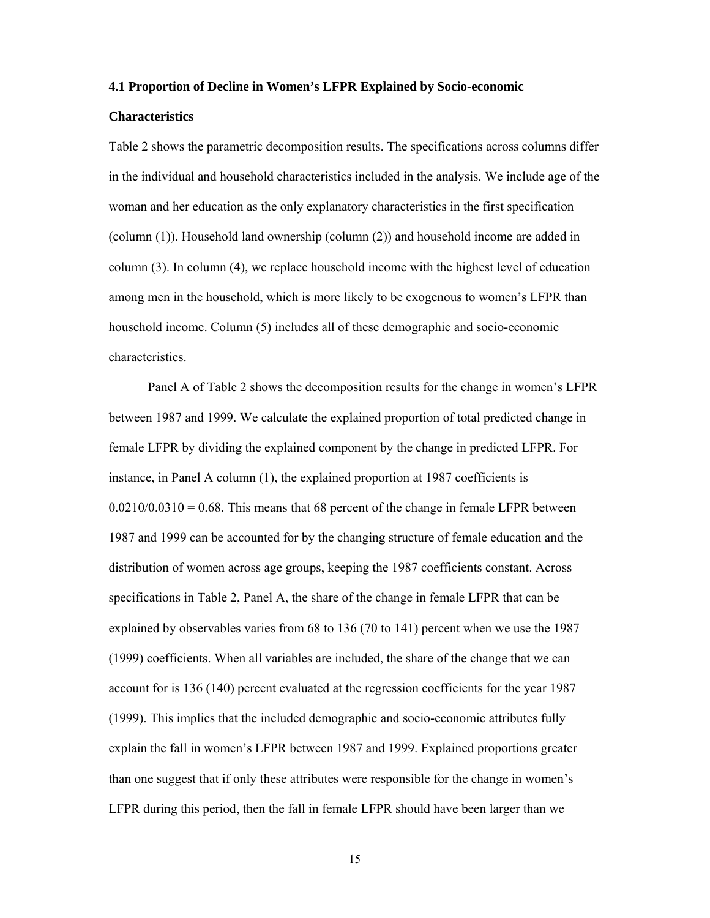### 4.1 Proportion of Decline in Women's LFPR Explained by Socio-economic Characteristics

Table 2 shows the parametric decomposition results. The specifications across columns differ in the individual and household characteristics included in the analysis. We include age of the woman and her education as the only explanatory characteristics in the first specification (column (1)). Household land ownership (column (2)) and household income are added in column (3). In column (4), we replace household income with the highest level of education among men in the household, which is more likely to be exogenous to women's LFPR than household income. Column (5) includes all of these demographic and socio-economic characteristics.

Panel A of Table 2 shows the decomposition results for the change in women's LFPR between 1987 and 1999. We calculate the explained proportion of total predicted change in female LFPR by dividing the explained component by the change in predicted LFPR. For instance, in Panel A column (1), the explained proportion at 1987 coefficients is 0.0210/0.0310 = 0.68. This means that 68 percent of the change in female LFPR between 1987 and 1999 can be accounted for by the changing structure of female education and the distribution of women across age groups, keeping the 1987 coefficients constant. Across specifications in Table 2, Panel A, the share of the change in female LFPR that can be explained by observables varies from 68 to 136 (70 to 141) percent when we use the 1987 (1999) coefficients. When all variables are included, the share of the change that we can account for is 136 (140) percent evaluated at the regression coefficients for the year 1987 (1999). This implies that the included demographic and socio-economic attributes fully explain the fall in women's LFPR between 1987 and 1999. Explained proportions greater than one suggest that if only these attributes were responsible for the change in women's LFPR during this period, then the fall in female LFPR should have been larger than we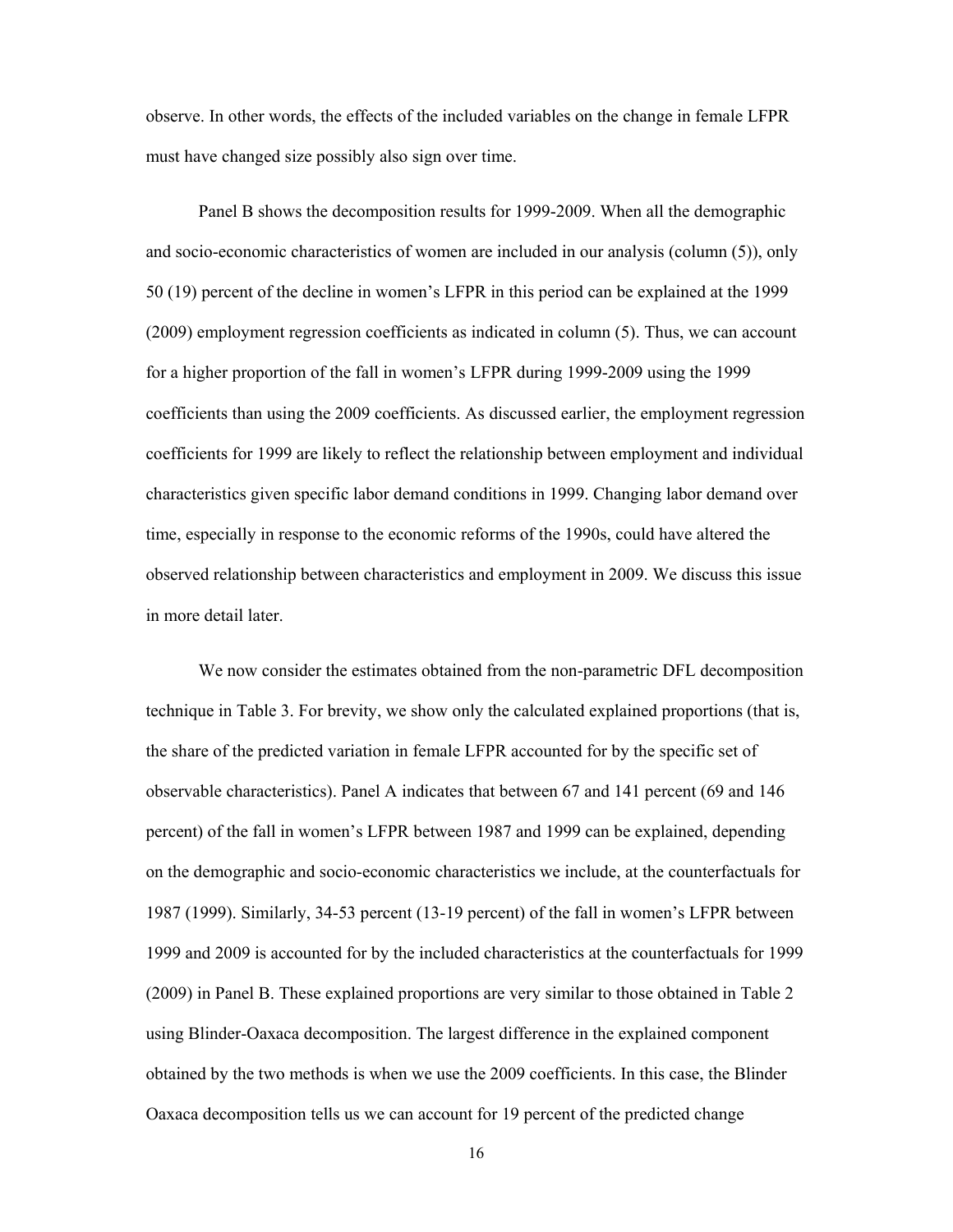observe. In other words, the effects of the included variables on the change in female LFPR must have changed size possibly also sign over time.

Panel B shows the decomposition results for 1999-2009. When all the demographic and socio-economic characteristics of women are included in our analysis (column (5)), only 50 (19) percent of the decline in women's LFPR in this period can be explained at the 1999 (2009) employment regression coefficients as indicated in column (5). Thus, we can account for a higher proportion of the fall in women's LFPR during 1999-2009 using the 1999 coefficients than using the 2009 coefficients. As discussed earlier, the employment regression coefficients for 1999 are likely to reflect the relationship between employment and individual characteristics given specific labor demand conditions in 1999. Changing labor demand over time, especially in response to the economic reforms of the 1990s, could have altered the observed relationship between characteristics and employment in 2009. We discuss this issue in more detail later.

We now consider the estimates obtained from the non-parametric DFL decomposition technique in Table 3. For brevity, we show only the calculated explained proportions (that is, the share of the predicted variation in female LFPR accounted for by the specific set of observable characteristics). Panel A indicates that between 67 and 141 percent (69 and 146 percent) of the fall in women's LFPR between 1987 and 1999 can be explained, depending on the demographic and socio-economic characteristics we include, at the counterfactuals for 1987 (1999). Similarly, 34-53 percent (13-19 percent) of the fall in women's LFPR between 1999 and 2009 is accounted for by the included characteristics at the counterfactuals for 1999 (2009) in Panel B. These explained proportions are very similar to those obtained in Table 2 using Blinder-Oaxaca decomposition. The largest difference in the explained component obtained by the two methods is when we use the 2009 coefficients. In this case, the Blinder Oaxaca decomposition tells us we can account for 19 percent of the predicted change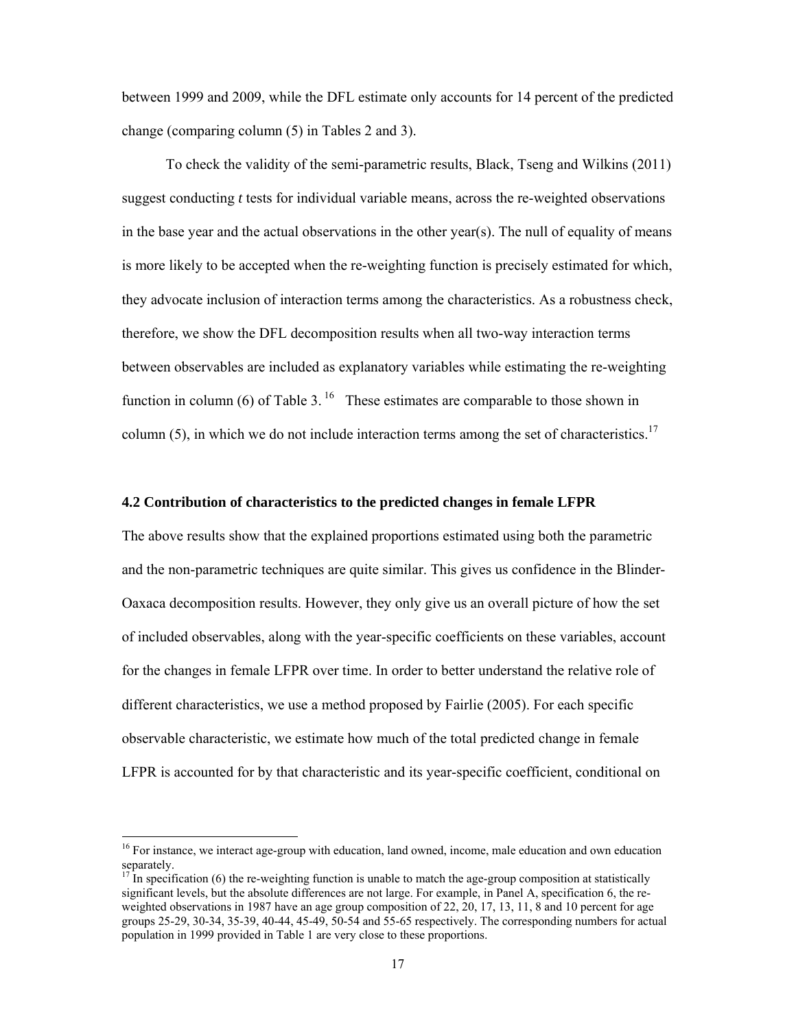between 1999 and 2009, while the DFL estimate only accounts for 14 percent of the predicted change (comparing column (5) in Tables 2 and 3).

To check the validity of the semi-parametric results, Black, Tseng and Wilkins (2011) suggest conducting *t* tests for individual variable means, across the re-weighted observations in the base year and the actual observations in the other year(s). The null of equality of means is more likely to be accepted when the re-weighting function is precisely estimated for which, they advocate inclusion of interaction terms among the characteristics. As a robustness check, therefore, we show the DFL decomposition results when all two-way interaction terms between observables are included as explanatory variables while estimating the re-weighting function in column (6) of Table 3. [16] These estimates are comparable to those shown in column (5), in which we do not include interaction terms among the set of characteristics.[17]

### 4.2 Contribution of characteristics to the predicted changes in female LFPR

The above results show that the explained proportions estimated using both the parametric and the non-parametric techniques are quite similar. This gives us confidence in the Blinder-Oaxaca decomposition results. However, they only give us an overall picture of how the set of included observables, along with the year-specific coefficients on these variables, account for the changes in female LFPR over time. In order to better understand the relative role of different characteristics, we use a method proposed by Fairlie (2005). For each specific observable characteristic, we estimate how much of the total predicted change in female LFPR is accounted for by that characteristic and its year-specific coefficient, conditional on

[16] For instance, we interact age-group with education, land owned, income, male education and own education separately.

[17] In specification (6) the re-weighting function is unable to match the age-group composition at statistically significant levels, but the absolute differences are not large. For example, in Panel A, specification 6, the re-weighted observations in 1987 have an age group composition of 22, 20, 17, 13, 11, 8 and 10 percent for age groups 25-29, 30-34, 35-39, 40-44, 45-49, 50-54 and 55-65 respectively. The corresponding numbers for actual population in 1999 provided in Table 1 are very close to these proportions.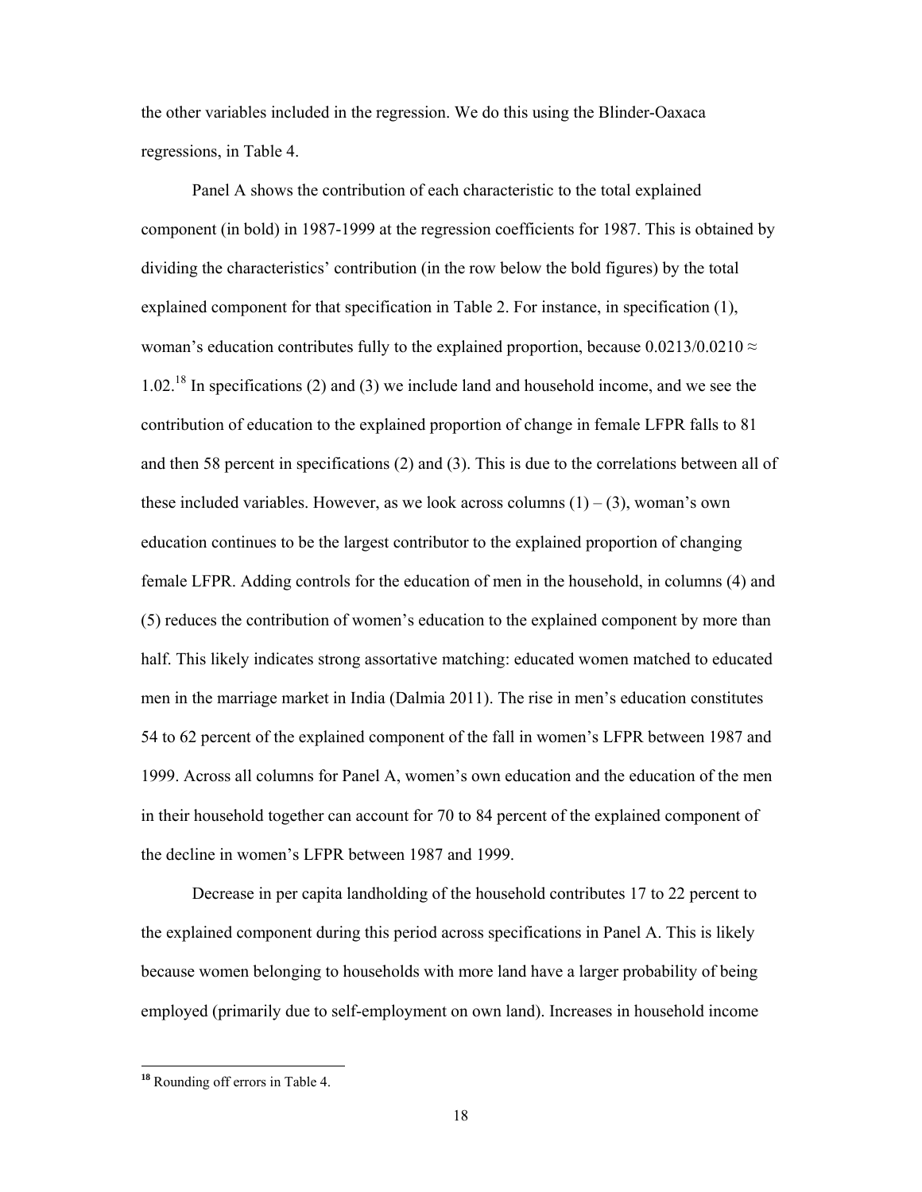the other variables included in the regression. We do this using the Blinder-Oaxaca regressions, in Table 4.

Panel A shows the contribution of each characteristic to the total explained component (in bold) in 1987-1999 at the regression coefficients for 1987. This is obtained by dividing the characteristics' contribution (in the row below the bold figures) by the total explained component for that specification in Table 2. For instance, in specification (1), woman's education contributes fully to the explained proportion, because 0.0213/0.0210 ≈ 1.02.[18] In specifications (2) and (3) we include land and household income, and we see the contribution of education to the explained proportion of change in female LFPR falls to 81 and then 58 percent in specifications (2) and (3). This is due to the correlations between all of these included variables. However, as we look across columns (1) – (3), woman's own education continues to be the largest contributor to the explained proportion of changing female LFPR. Adding controls for the education of men in the household, in columns (4) and (5) reduces the contribution of women's education to the explained component by more than half. This likely indicates strong assortative matching: educated women matched to educated men in the marriage market in India (Dalmia 2011). The rise in men's education constitutes 54 to 62 percent of the explained component of the fall in women's LFPR between 1987 and 1999. Across all columns for Panel A, women's own education and the education of the men in their household together can account for 70 to 84 percent of the explained component of the decline in women's LFPR between 1987 and 1999.

Decrease in per capita landholding of the household contributes 17 to 22 percent to the explained component during this period across specifications in Panel A. This is likely because women belonging to households with more land have a larger probability of being employed (primarily due to self-employment on own land). Increases in household income

[18] Rounding off errors in Table 4.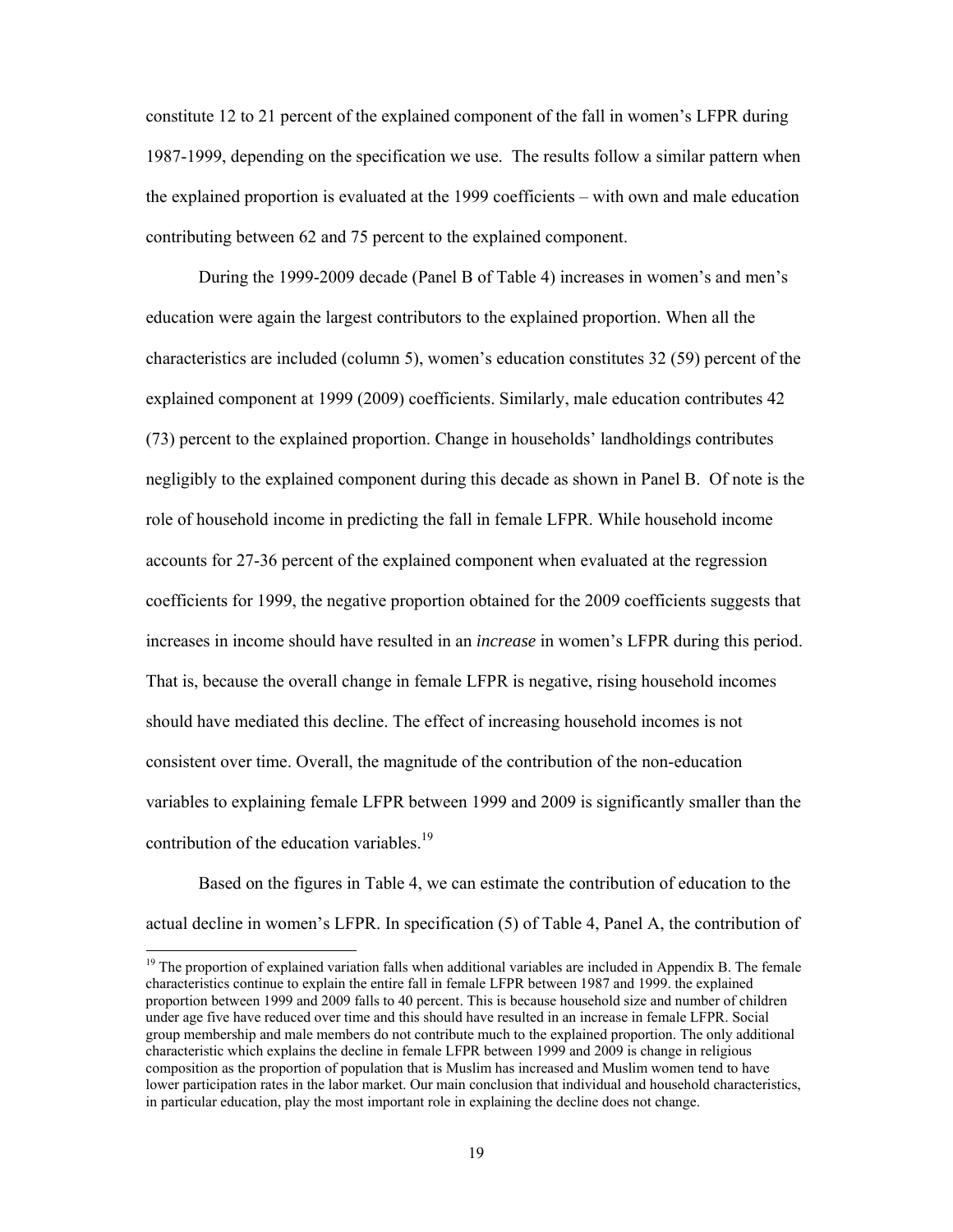constitute 12 to 21 percent of the explained component of the fall in women's LFPR during 1987-1999, depending on the specification we use. The results follow a similar pattern when the explained proportion is evaluated at the 1999 coefficients – with own and male education contributing between 62 and 75 percent to the explained component.

During the 1999-2009 decade (Panel B of Table 4) increases in women's and men's education were again the largest contributors to the explained proportion. When all the characteristics are included (column 5), women's education constitutes 32 (59) percent of the explained component at 1999 (2009) coefficients. Similarly, male education contributes 42 (73) percent to the explained proportion. Change in households' landholdings contributes negligibly to the explained component during this decade as shown in Panel B. Of note is the role of household income in predicting the fall in female LFPR. While household income accounts for 27-36 percent of the explained component when evaluated at the regression coefficients for 1999, the negative proportion obtained for the 2009 coefficients suggests that increases in income should have resulted in an *increase* in women's LFPR during this period. That is, because the overall change in female LFPR is negative, rising household incomes should have mediated this decline. The effect of increasing household incomes is not consistent over time. Overall, the magnitude of the contribution of the non-education variables to explaining female LFPR between 1999 and 2009 is significantly smaller than the contribution of the education variables.[19]

Based on the figures in Table 4, we can estimate the contribution of education to the actual decline in women's LFPR. In specification (5) of Table 4, Panel A, the contribution of

[19] The proportion of explained variation falls when additional variables are included in Appendix B. The female characteristics continue to explain the entire fall in female LFPR between 1987 and 1999. the explained proportion between 1999 and 2009 falls to 40 percent. This is because household size and number of children under age five have reduced over time and this should have resulted in an increase in female LFPR. Social group membership and male members do not contribute much to the explained proportion. The only additional characteristic which explains the decline in female LFPR between 1999 and 2009 is change in religious composition as the proportion of population that is Muslim has increased and Muslim women tend to have lower participation rates in the labor market. Our main conclusion that individual and household characteristics, in particular education, play the most important role in explaining the decline does not change.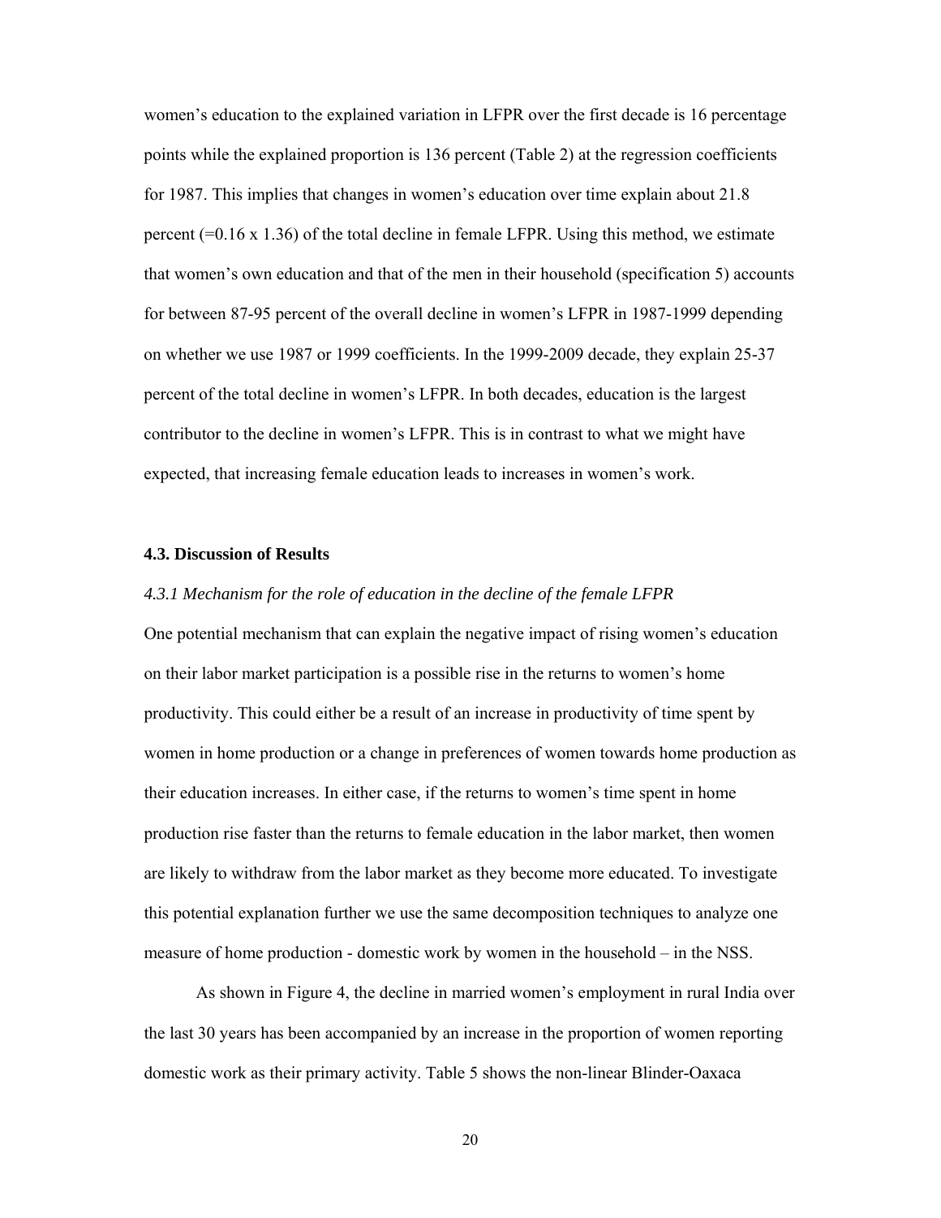women's education to the explained variation in LFPR over the first decade is 16 percentage points while the explained proportion is 136 percent (Table 2) at the regression coefficients for 1987. This implies that changes in women's education over time explain about 21.8 percent (=0.16 x 1.36) of the total decline in female LFPR. Using this method, we estimate that women's own education and that of the men in their household (specification 5) accounts for between 87-95 percent of the overall decline in women's LFPR in 1987-1999 depending on whether we use 1987 or 1999 coefficients. In the 1999-2009 decade, they explain 25-37 percent of the total decline in women's LFPR. In both decades, education is the largest contributor to the decline in women's LFPR. This is in contrast to what we might have expected, that increasing female education leads to increases in women's work.

### 4.3. Discussion of Results

#### *4.3.1 Mechanism for the role of education in the decline of the female LFPR*

One potential mechanism that can explain the negative impact of rising women's education on their labor market participation is a possible rise in the returns to women's home productivity. This could either be a result of an increase in productivity of time spent by women in home production or a change in preferences of women towards home production as their education increases. In either case, if the returns to women's time spent in home production rise faster than the returns to female education in the labor market, then women are likely to withdraw from the labor market as they become more educated. To investigate this potential explanation further we use the same decomposition techniques to analyze one measure of home production - domestic work by women in the household – in the NSS.

As shown in Figure 4, the decline in married women's employment in rural India over the last 30 years has been accompanied by an increase in the proportion of women reporting domestic work as their primary activity. Table 5 shows the non-linear Blinder-Oaxaca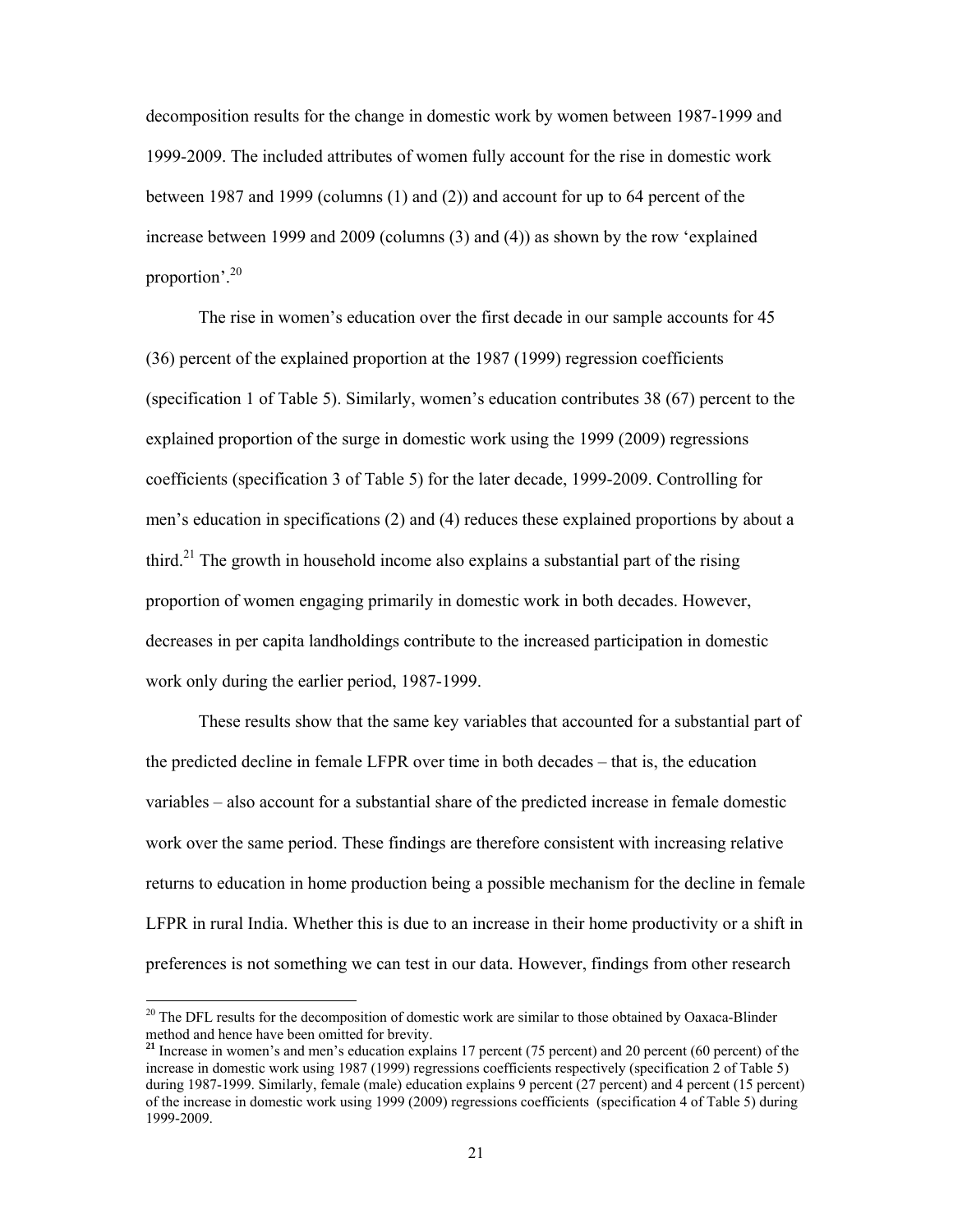decomposition results for the change in domestic work by women between 1987-1999 and 1999-2009. The included attributes of women fully account for the rise in domestic work between 1987 and 1999 (columns (1) and (2)) and account for up to 64 percent of the increase between 1999 and 2009 (columns (3) and (4)) as shown by the row 'explained proportion'.[20]

The rise in women's education over the first decade in our sample accounts for 45 (36) percent of the explained proportion at the 1987 (1999) regression coefficients (specification 1 of Table 5). Similarly, women's education contributes 38 (67) percent to the explained proportion of the surge in domestic work using the 1999 (2009) regressions coefficients (specification 3 of Table 5) for the later decade, 1999-2009. Controlling for men's education in specifications (2) and (4) reduces these explained proportions by about a third.[21] The growth in household income also explains a substantial part of the rising proportion of women engaging primarily in domestic work in both decades. However, decreases in per capita landholdings contribute to the increased participation in domestic work only during the earlier period, 1987-1999.

These results show that the same key variables that accounted for a substantial part of the predicted decline in female LFPR over time in both decades – that is, the education variables – also account for a substantial share of the predicted increase in female domestic work over the same period. These findings are therefore consistent with increasing relative returns to education in home production being a possible mechanism for the decline in female LFPR in rural India. Whether this is due to an increase in their home productivity or a shift in preferences is not something we can test in our data. However, findings from other research

[20] The DFL results for the decomposition of domestic work are similar to those obtained by Oaxaca-Blinder method and hence have been omitted for brevity.

[21] Increase in women's and men's education explains 17 percent (75 percent) and 20 percent (60 percent) of the increase in domestic work using 1987 (1999) regressions coefficients respectively (specification 2 of Table 5) during 1987-1999. Similarly, female (male) education explains 9 percent (27 percent) and 4 percent (15 percent) of the increase in domestic work using 1999 (2009) regressions coefficients (specification 4 of Table 5) during 1999-2009.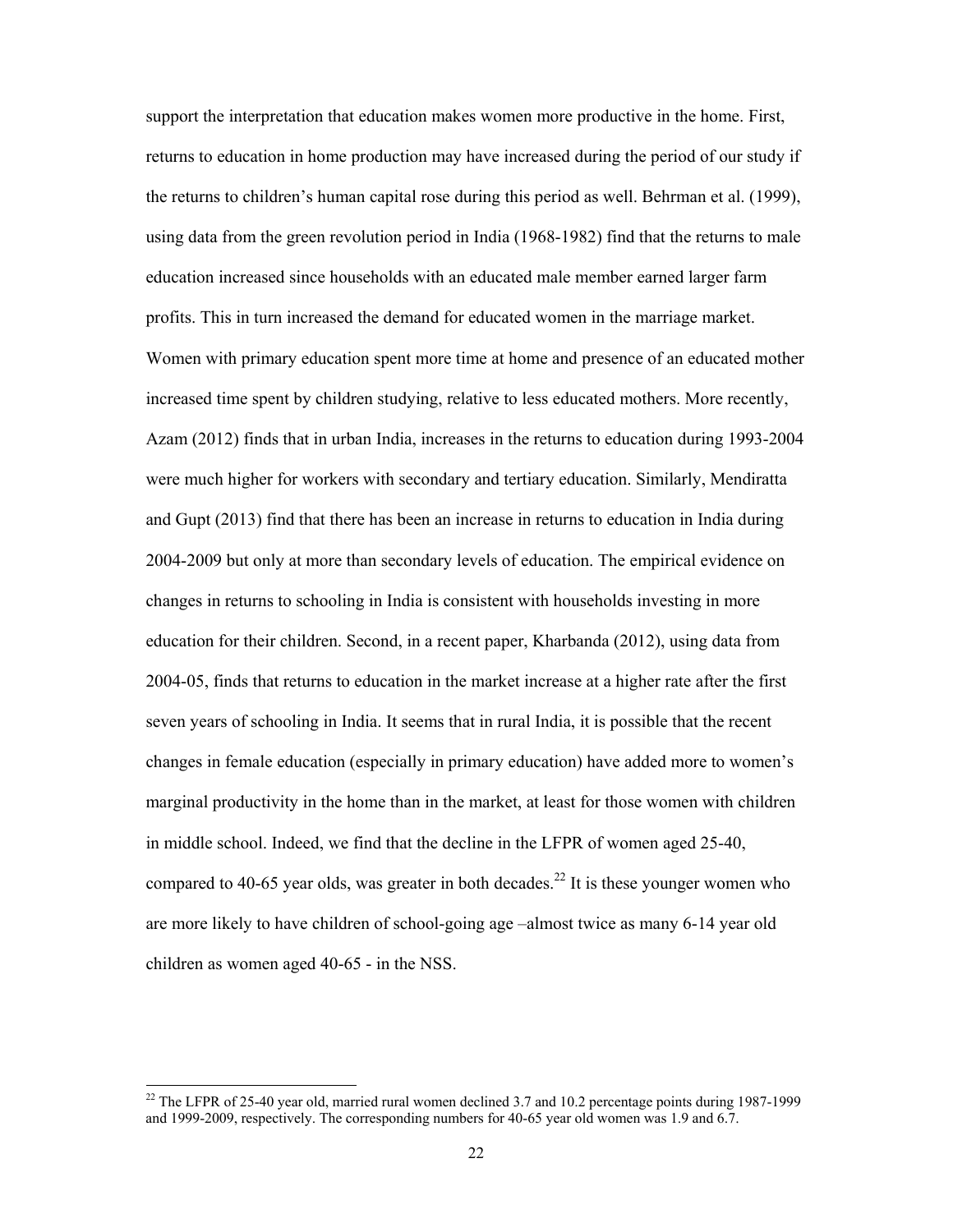support the interpretation that education makes women more productive in the home. First, returns to education in home production may have increased during the period of our study if the returns to children's human capital rose during this period as well. Behrman et al. (1999), using data from the green revolution period in India (1968-1982) find that the returns to male education increased since households with an educated male member earned larger farm profits. This in turn increased the demand for educated women in the marriage market. Women with primary education spent more time at home and presence of an educated mother increased time spent by children studying, relative to less educated mothers. More recently, Azam (2012) finds that in urban India, increases in the returns to education during 1993-2004 were much higher for workers with secondary and tertiary education. Similarly, Mendiratta and Gupt (2013) find that there has been an increase in returns to education in India during 2004-2009 but only at more than secondary levels of education. The empirical evidence on changes in returns to schooling in India is consistent with households investing in more education for their children. Second, in a recent paper, Kharbanda (2012), using data from 2004-05, finds that returns to education in the market increase at a higher rate after the first seven years of schooling in India. It seems that in rural India, it is possible that the recent changes in female education (especially in primary education) have added more to women's marginal productivity in the home than in the market, at least for those women with children in middle school. Indeed, we find that the decline in the LFPR of women aged 25-40, compared to 40-65 year olds, was greater in both decades.[22] It is these younger women who are more likely to have children of school-going age –almost twice as many 6-14 year old children as women aged 40-65 - in the NSS.

[22] The LFPR of 25-40 year old, married rural women declined 3.7 and 10.2 percentage points during 1987-1999 and 1999-2009, respectively. The corresponding numbers for 40-65 year old women was 1.9 and 6.7.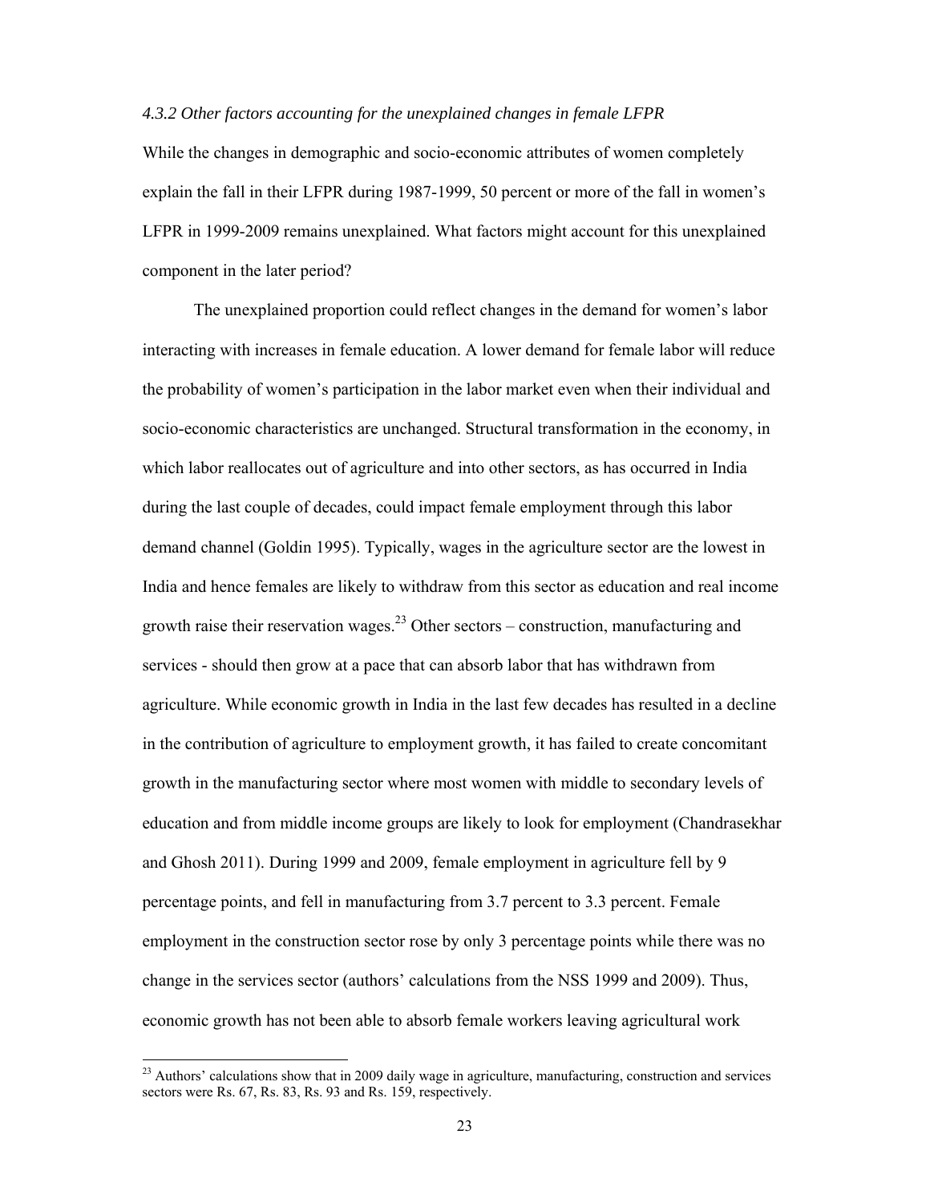*4.3.2 Other factors accounting for the unexplained changes in female LFPR*

While the changes in demographic and socio-economic attributes of women completely explain the fall in their LFPR during 1987-1999, 50 percent or more of the fall in women's LFPR in 1999-2009 remains unexplained. What factors might account for this unexplained component in the later period?

The unexplained proportion could reflect changes in the demand for women's labor interacting with increases in female education. A lower demand for female labor will reduce the probability of women's participation in the labor market even when their individual and socio-economic characteristics are unchanged. Structural transformation in the economy, in which labor reallocates out of agriculture and into other sectors, as has occurred in India during the last couple of decades, could impact female employment through this labor demand channel (Goldin 1995). Typically, wages in the agriculture sector are the lowest in India and hence females are likely to withdraw from this sector as education and real income growth raise their reservation wages.[23] Other sectors – construction, manufacturing and services - should then grow at a pace that can absorb labor that has withdrawn from agriculture. While economic growth in India in the last few decades has resulted in a decline in the contribution of agriculture to employment growth, it has failed to create concomitant growth in the manufacturing sector where most women with middle to secondary levels of education and from middle income groups are likely to look for employment (Chandrasekhar and Ghosh 2011). During 1999 and 2009, female employment in agriculture fell by 9 percentage points, and fell in manufacturing from 3.7 percent to 3.3 percent. Female employment in the construction sector rose by only 3 percentage points while there was no change in the services sector (authors' calculations from the NSS 1999 and 2009). Thus, economic growth has not been able to absorb female workers leaving agricultural work

[23] Authors' calculations show that in 2009 daily wage in agriculture, manufacturing, construction and services sectors were Rs. 67, Rs. 83, Rs. 93 and Rs. 159, respectively.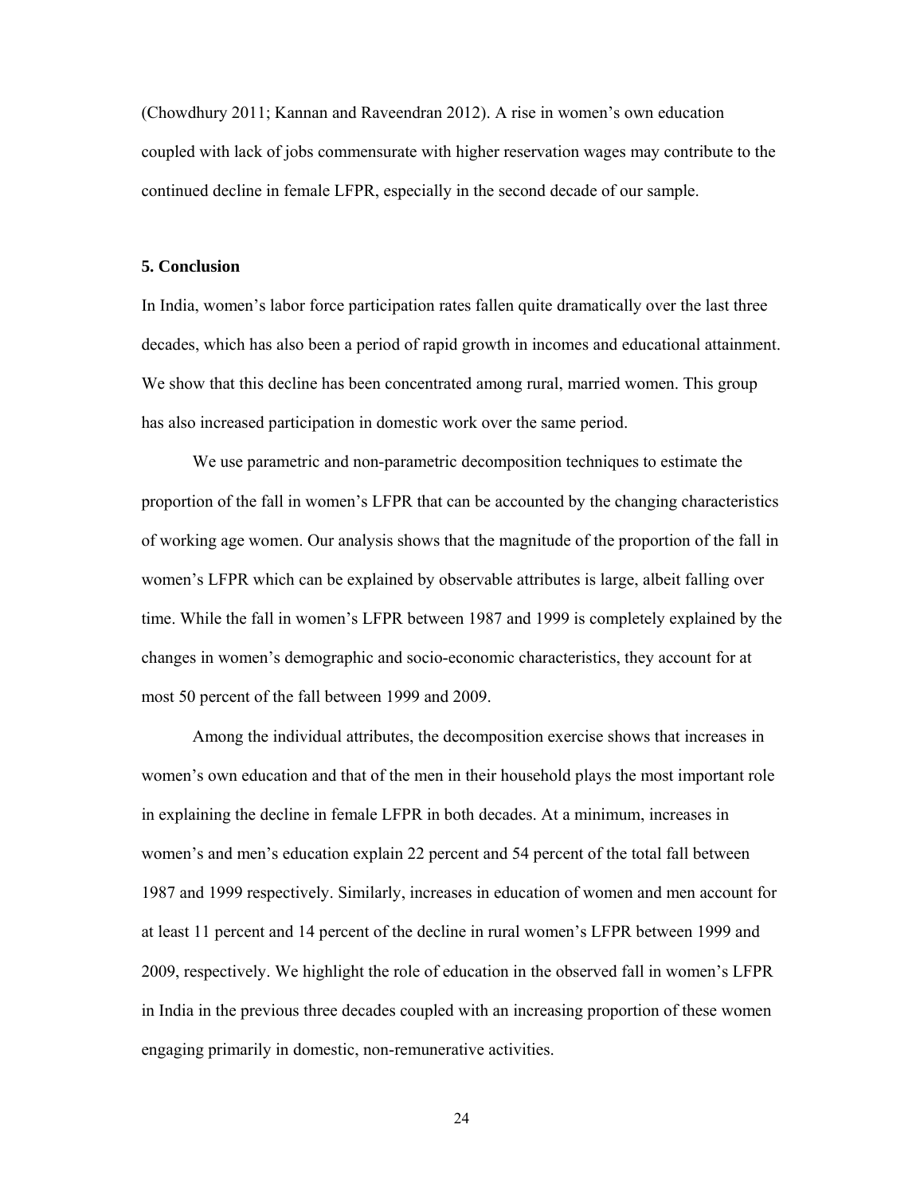(Chowdhury 2011; Kannan and Raveendran 2012). A rise in women's own education coupled with lack of jobs commensurate with higher reservation wages may contribute to the continued decline in female LFPR, especially in the second decade of our sample.

### 5. Conclusion

In India, women's labor force participation rates fallen quite dramatically over the last three decades, which has also been a period of rapid growth in incomes and educational attainment. We show that this decline has been concentrated among rural, married women. This group has also increased participation in domestic work over the same period.

We use parametric and non-parametric decomposition techniques to estimate the proportion of the fall in women's LFPR that can be accounted by the changing characteristics of working age women. Our analysis shows that the magnitude of the proportion of the fall in women's LFPR which can be explained by observable attributes is large, albeit falling over time. While the fall in women's LFPR between 1987 and 1999 is completely explained by the changes in women's demographic and socio-economic characteristics, they account for at most 50 percent of the fall between 1999 and 2009.

Among the individual attributes, the decomposition exercise shows that increases in women's own education and that of the men in their household plays the most important role in explaining the decline in female LFPR in both decades. At a minimum, increases in women's and men's education explain 22 percent and 54 percent of the total fall between 1987 and 1999 respectively. Similarly, increases in education of women and men account for at least 11 percent and 14 percent of the decline in rural women's LFPR between 1999 and 2009, respectively. We highlight the role of education in the observed fall in women's LFPR in India in the previous three decades coupled with an increasing proportion of these women engaging primarily in domestic, non-remunerative activities.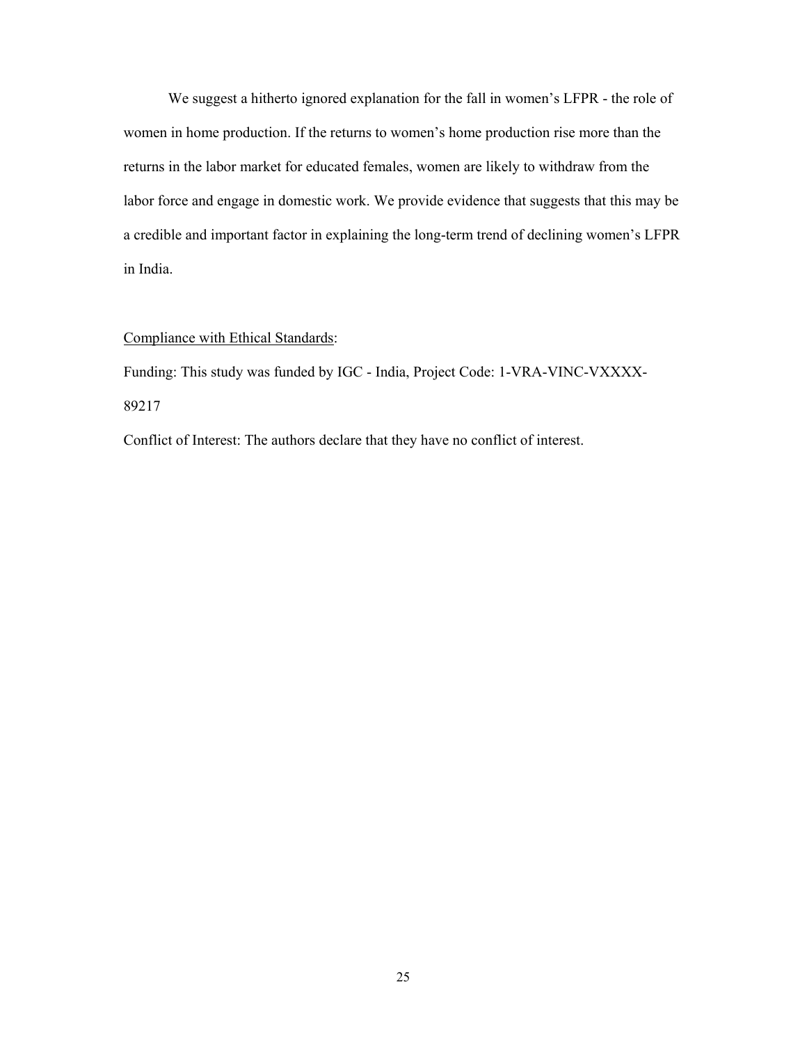We suggest a hitherto ignored explanation for the fall in women's LFPR - the role of women in home production. If the returns to women's home production rise more than the returns in the labor market for educated females, women are likely to withdraw from the labor force and engage in domestic work. We provide evidence that suggests that this may be a credible and important factor in explaining the long-term trend of declining women's LFPR in India.

<u>Compliance with Ethical Standards</u>:

Funding: This study was funded by IGC - India, Project Code: 1-VRA-VINC-VXXXX-89217

Conflict of Interest: The authors declare that they have no conflict of interest.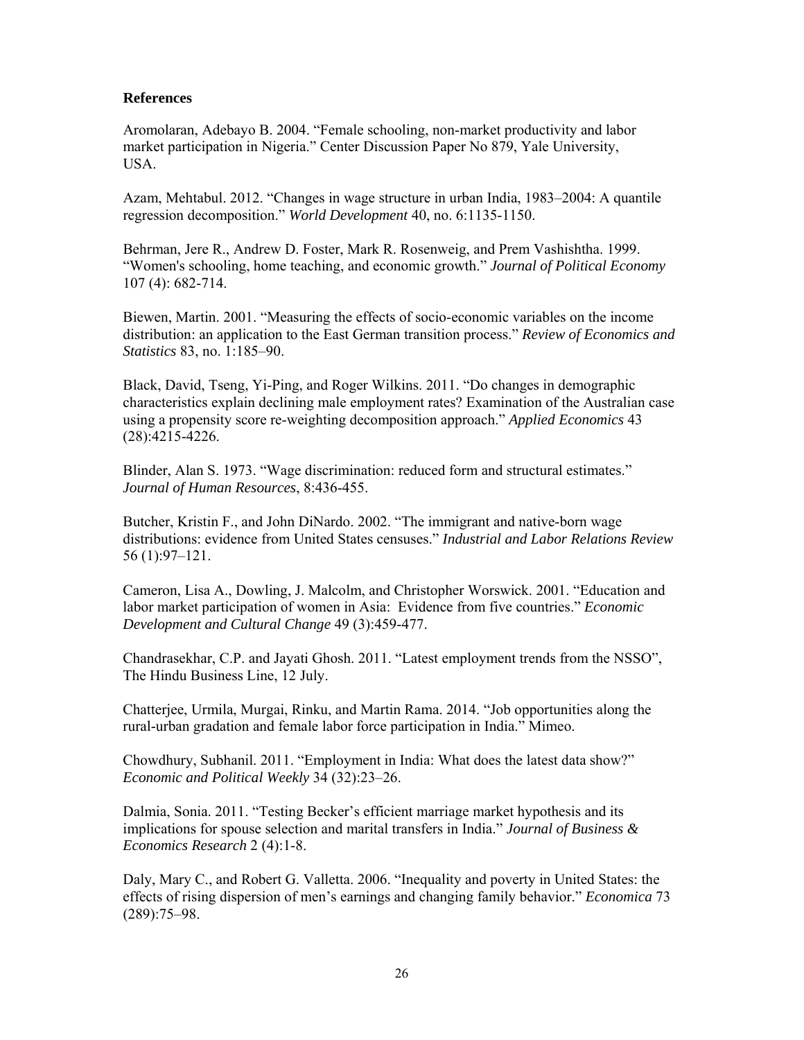**References**

Aromolaran, Adebayo B. 2004. “Female schooling, non-market productivity and labor market participation in Nigeria.” Center Discussion Paper No 879, Yale University, USA.

Azam, Mehtabul. 2012. “Changes in wage structure in urban India, 1983–2004: A quantile regression decomposition.” *World Development* 40, no. 6:1135-1150.

Behrman, Jere R., Andrew D. Foster, Mark R. Rosenweig, and Prem Vashishtha. 1999. “Women's schooling, home teaching, and economic growth.” *Journal of Political Economy* 107 (4): 682-714.

Biewen, Martin. 2001. “Measuring the effects of socio-economic variables on the income distribution: an application to the East German transition process.” *Review of Economics and Statistics* 83, no. 1:185–90.

Black, David, Tseng, Yi-Ping, and Roger Wilkins. 2011. “Do changes in demographic characteristics explain declining male employment rates? Examination of the Australian case using a propensity score re-weighting decomposition approach.” *Applied Economics* 43 (28):4215-4226.

Blinder, Alan S. 1973. “Wage discrimination: reduced form and structural estimates.” *Journal of Human Resources*, 8:436-455.

Butcher, Kristin F., and John DiNardo. 2002. “The immigrant and native-born wage distributions: evidence from United States censuses.” *Industrial and Labor Relations Review* 56 (1):97–121.

Cameron, Lisa A., Dowling, J. Malcolm, and Christopher Worswick. 2001. “Education and labor market participation of women in Asia: Evidence from five countries.” *Economic Development and Cultural Change* 49 (3):459-477.

Chandrasekhar, C.P. and Jayati Ghosh. 2011. “Latest employment trends from the NSSO”, The Hindu Business Line, 12 July.

Chatterjee, Urmila, Murgai, Rinku, and Martin Rama. 2014. “Job opportunities along the rural-urban gradation and female labor force participation in India.” Mimeo.

Chowdhury, Subhanil. 2011. “Employment in India: What does the latest data show?” *Economic and Political Weekly* 34 (32):23–26.

Dalmia, Sonia. 2011. “Testing Becker’s efficient marriage market hypothesis and its implications for spouse selection and marital transfers in India.” *Journal of Business & Economics Research* 2 (4):1-8.

Daly, Mary C., and Robert G. Valletta. 2006. “Inequality and poverty in United States: the effects of rising dispersion of men’s earnings and changing family behavior.” *Economica* 73 (289):75–98.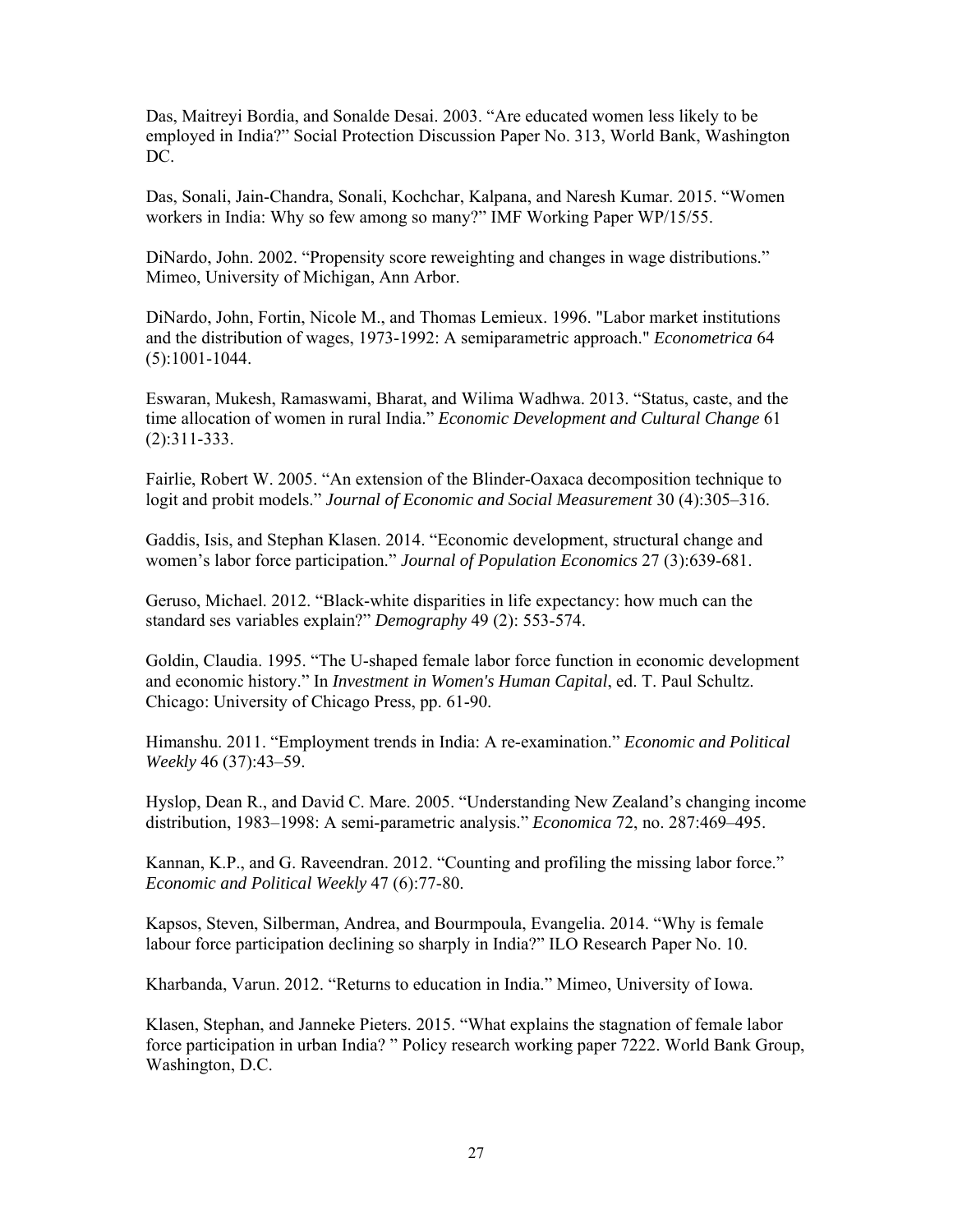Das, Maitreyi Bordia, and Sonalde Desai. 2003. "Are educated women less likely to be employed in India?" Social Protection Discussion Paper No. 313, World Bank, Washington DC.

Das, Sonali, Jain-Chandra, Sonali, Kochchar, Kalpana, and Naresh Kumar. 2015. "Women workers in India: Why so few among so many?" IMF Working Paper WP/15/55.

DiNardo, John. 2002. "Propensity score reweighting and changes in wage distributions." Mimeo, University of Michigan, Ann Arbor.

DiNardo, John, Fortin, Nicole M., and Thomas Lemieux. 1996. "Labor market institutions and the distribution of wages, 1973-1992: A semiparametric approach." *Econometrica* 64 (5):1001-1044.

Eswaran, Mukesh, Ramaswami, Bharat, and Wilima Wadhwa. 2013. "Status, caste, and the time allocation of women in rural India." *Economic Development and Cultural Change* 61 (2):311-333.

Fairlie, Robert W. 2005. "An extension of the Blinder-Oaxaca decomposition technique to logit and probit models." *Journal of Economic and Social Measurement* 30 (4):305–316.

Gaddis, Isis, and Stephan Klasen. 2014. "Economic development, structural change and women's labor force participation." *Journal of Population Economics* 27 (3):639-681.

Geruso, Michael. 2012. "Black-white disparities in life expectancy: how much can the standard ses variables explain?" *Demography* 49 (2): 553-574.

Goldin, Claudia. 1995. "The U-shaped female labor force function in economic development and economic history." In *Investment in Women's Human Capital*, ed. T. Paul Schultz. Chicago: University of Chicago Press, pp. 61-90.

Himanshu. 2011. "Employment trends in India: A re-examination." *Economic and Political Weekly* 46 (37):43–59.

Hyslop, Dean R., and David C. Mare. 2005. "Understanding New Zealand's changing income distribution, 1983–1998: A semi-parametric analysis." *Economica* 72, no. 287:469–495.

Kannan, K.P., and G. Raveendran. 2012. "Counting and profiling the missing labor force." *Economic and Political Weekly* 47 (6):77-80.

Kapsos, Steven, Silberman, Andrea, and Bourmpoula, Evangelia. 2014. "Why is female labour force participation declining so sharply in India?" ILO Research Paper No. 10.

Kharbanda, Varun. 2012. "Returns to education in India." Mimeo, University of Iowa.

Klasen, Stephan, and Janneke Pieters. 2015. "What explains the stagnation of female labor force participation in urban India? " Policy research working paper 7222. World Bank Group, Washington, D.C.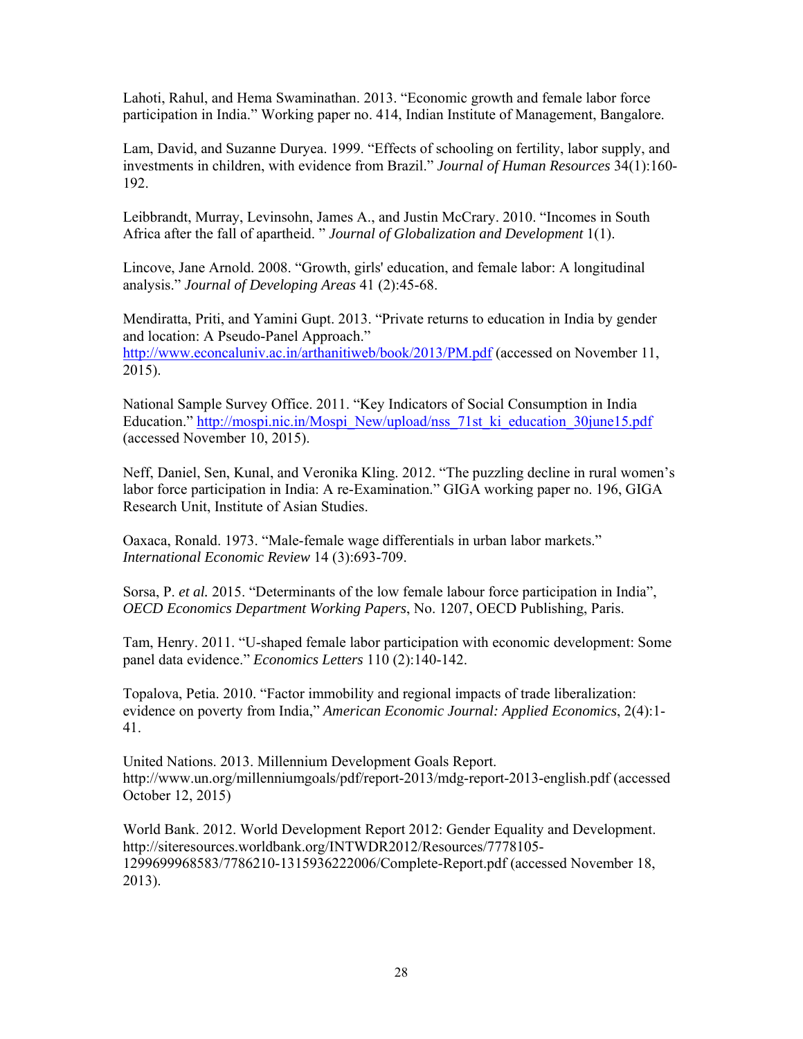Lahoti, Rahul, and Hema Swaminathan. 2013. "Economic growth and female labor force participation in India." Working paper no. 414, Indian Institute of Management, Bangalore.

Lam, David, and Suzanne Duryea. 1999. "Effects of schooling on fertility, labor supply, and investments in children, with evidence from Brazil." *Journal of Human Resources* 34(1):160-192.

Leibbrandt, Murray, Levinsohn, James A., and Justin McCrary. 2010. "Incomes in South Africa after the fall of apartheid. " *Journal of Globalization and Development* 1(1).

Lincove, Jane Arnold. 2008. "Growth, girls' education, and female labor: A longitudinal analysis." *Journal of Developing Areas* 41 (2):45-68.

Mendiratta, Priti, and Yamini Gupt. 2013. "Private returns to education in India by gender and location: A Pseudo-Panel Approach." http://www.econcaluniv.ac.in/arthanitiweb/book/2013/PM.pdf (accessed on November 11, 2015).

National Sample Survey Office. 2011. "Key Indicators of Social Consumption in India Education." http://mospi.nic.in/Mospi_New/upload/nss_71st_ki_education_30june15.pdf (accessed November 10, 2015).

Neff, Daniel, Sen, Kunal, and Veronika Kling. 2012. "The puzzling decline in rural women's labor force participation in India: A re-Examination." GIGA working paper no. 196, GIGA Research Unit, Institute of Asian Studies.

Oaxaca, Ronald. 1973. "Male-female wage differentials in urban labor markets." *International Economic Review* 14 (3):693-709.

Sorsa, P. *et al.* 2015. "Determinants of the low female labour force participation in India", *OECD Economics Department Working Papers*, No. 1207, OECD Publishing, Paris.

Tam, Henry. 2011. "U-shaped female labor participation with economic development: Some panel data evidence." *Economics Letters* 110 (2):140-142.

Topalova, Petia. 2010. "Factor immobility and regional impacts of trade liberalization: evidence on poverty from India," *American Economic Journal: Applied Economics*, 2(4):1-41.

United Nations. 2013. Millennium Development Goals Report. http://www.un.org/millenniumgoals/pdf/report-2013/mdg-report-2013-english.pdf (accessed October 12, 2015)

World Bank. 2012. World Development Report 2012: Gender Equality and Development. http://siteresources.worldbank.org/INTWDR2012/Resources/7778105-1299699968583/7786210-1315936222006/Complete-Report.pdf (accessed November 18, 2013).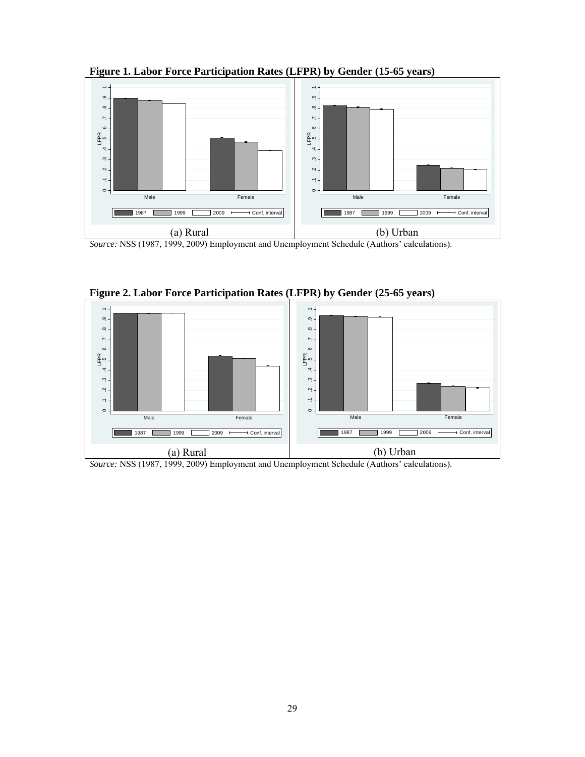**Figure 1. Labor Force Participation Rates (LFPR) by Gender (15-65 years)**

(a) Rural (b) Urban

*Source:* NSS (1987, 1999, 2009) Employment and Unemployment Schedule (Authors' calculations).

**Figure 2. Labor Force Participation Rates (LFPR) by Gender (25-65 years)**

(a) Rural (b) Urban

*Source:* NSS (1987, 1999, 2009) Employment and Unemployment Schedule (Authors' calculations).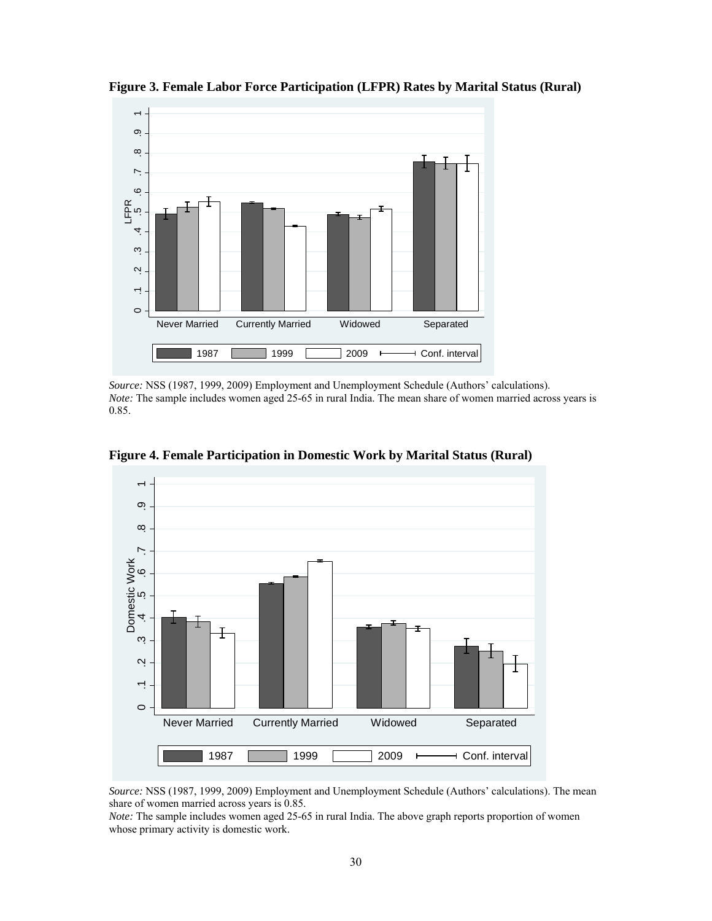**Figure 3. Female Labor Force Participation (LFPR) Rates by Marital Status (Rural)**

*Source:* NSS (1987, 1999, 2009) Employment and Unemployment Schedule (Authors' calculations).
*Note:* The sample includes women aged 25-65 in rural India. The mean share of women married across years is 0.85.

**Figure 4. Female Participation in Domestic Work by Marital Status (Rural)**

*Source:* NSS (1987, 1999, 2009) Employment and Unemployment Schedule (Authors' calculations). The mean share of women married across years is 0.85.
*Note:* The sample includes women aged 25-65 in rural India. The above graph reports proportion of women whose primary activity is domestic work.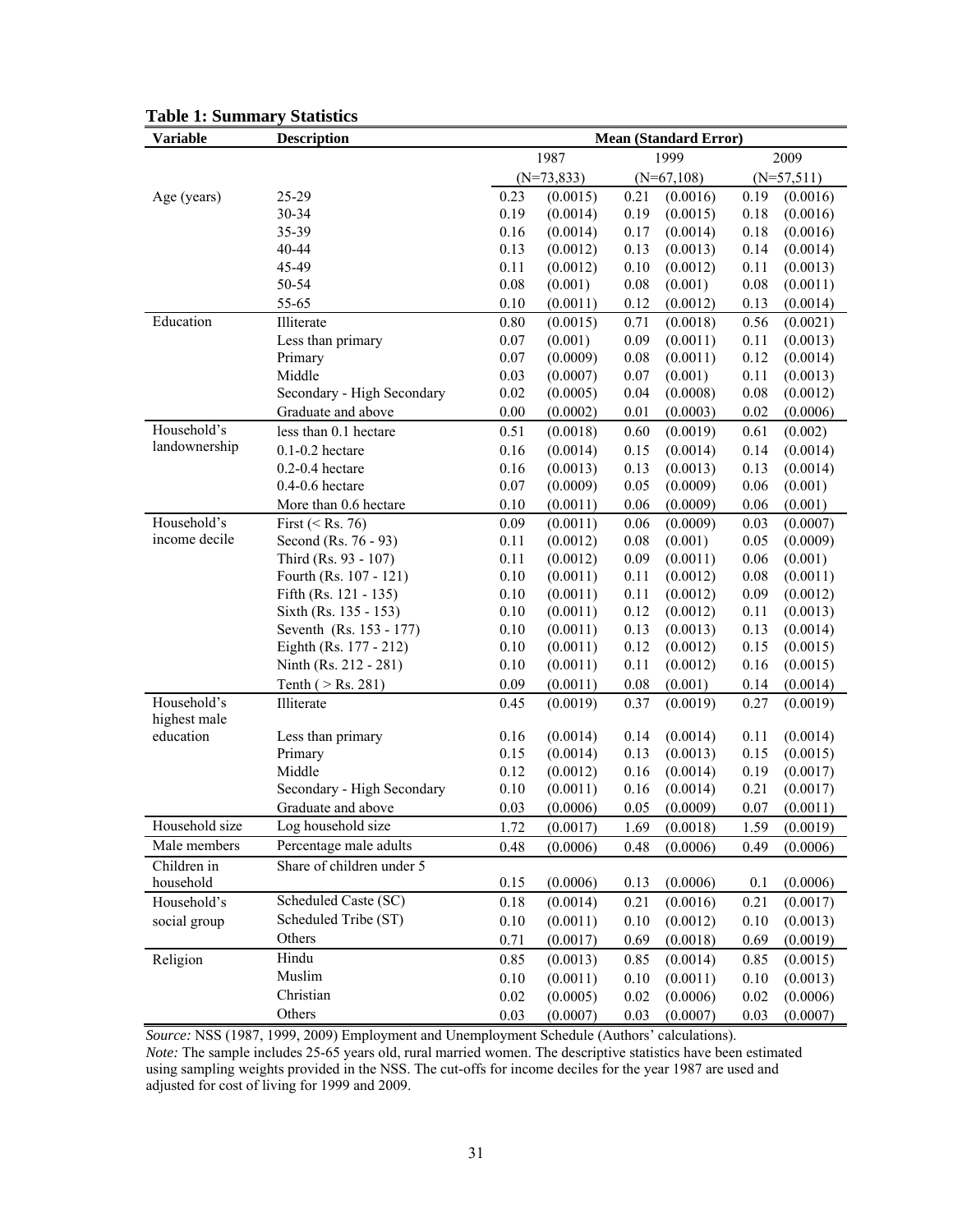**Table 1: Summary Statistics**

| Variable | Description | Mean (Standard Error) | | | | | |
|---|---|---|---|---|---|---|---|
| | | 1987 | | 1999 | | 2009 | |
| | | (N=73,833) | | (N=67,108) | | (N=57,511) | |
| Age (years) | 25-29 | 0.23 | (0.0015) | 0.21 | (0.0016) | 0.19 | (0.0016) |
| | 30-34 | 0.19 | (0.0014) | 0.19 | (0.0015) | 0.18 | (0.0016) |
| | 35-39 | 0.16 | (0.0014) | 0.17 | (0.0014) | 0.18 | (0.0016) |
| | 40-44 | 0.13 | (0.0012) | 0.13 | (0.0013) | 0.14 | (0.0014) |
| | 45-49 | 0.11 | (0.0012) | 0.10 | (0.0012) | 0.11 | (0.0013) |
| | 50-54 | 0.08 | (0.001) | 0.08 | (0.001) | 0.08 | (0.0011) |
| | 55-65 | 0.10 | (0.0011) | 0.12 | (0.0012) | 0.13 | (0.0014) |
| Education | Illiterate | 0.80 | (0.0015) | 0.71 | (0.0018) | 0.56 | (0.0021) |
| | Less than primary | 0.07 | (0.001) | 0.09 | (0.0011) | 0.11 | (0.0013) |
| | Primary | 0.07 | (0.0009) | 0.08 | (0.0011) | 0.12 | (0.0014) |
| | Middle | 0.03 | (0.0007) | 0.07 | (0.001) | 0.11 | (0.0013) |
| | Secondary - High Secondary | 0.02 | (0.0005) | 0.04 | (0.0008) | 0.08 | (0.0012) |
| | Graduate and above | 0.00 | (0.0002) | 0.01 | (0.0003) | 0.02 | (0.0006) |
| Household's landownership | less than 0.1 hectare | 0.51 | (0.0018) | 0.60 | (0.0019) | 0.61 | (0.002) |
| | 0.1-0.2 hectare | 0.16 | (0.0014) | 0.15 | (0.0014) | 0.14 | (0.0014) |
| | 0.2-0.4 hectare | 0.16 | (0.0013) | 0.13 | (0.0013) | 0.13 | (0.0014) |
| | 0.4-0.6 hectare | 0.07 | (0.0009) | 0.05 | (0.0009) | 0.06 | (0.001) |
| | More than 0.6 hectare | 0.10 | (0.0011) | 0.06 | (0.0009) | 0.06 | (0.001) |
| Household's income decile | First (< Rs. 76) | 0.09 | (0.0011) | 0.06 | (0.0009) | 0.03 | (0.0007) |
| | Second (Rs. 76 - 93) | 0.11 | (0.0012) | 0.08 | (0.001) | 0.05 | (0.0009) |
| | Third (Rs. 93 - 107) | 0.11 | (0.0012) | 0.09 | (0.0011) | 0.06 | (0.001) |
| | Fourth (Rs. 107 - 121) | 0.10 | (0.0011) | 0.11 | (0.0012) | 0.08 | (0.0011) |
| | Fifth (Rs. 121 - 135) | 0.10 | (0.0011) | 0.11 | (0.0012) | 0.09 | (0.0012) |
| | Sixth (Rs. 135 - 153) | 0.10 | (0.0011) | 0.12 | (0.0012) | 0.11 | (0.0013) |
| | Seventh (Rs. 153 - 177) | 0.10 | (0.0011) | 0.13 | (0.0013) | 0.13 | (0.0014) |
| | Eighth (Rs. 177 - 212) | 0.10 | (0.0011) | 0.12 | (0.0012) | 0.15 | (0.0015) |
| | Ninth (Rs. 212 - 281) | 0.10 | (0.0011) | 0.11 | (0.0012) | 0.16 | (0.0015) |
| | Tenth ( > Rs. 281) | 0.09 | (0.0011) | 0.08 | (0.001) | 0.14 | (0.0014) |
| Household's highest male education | Illiterate | 0.45 | (0.0019) | 0.37 | (0.0019) | 0.27 | (0.0019) |
| | Less than primary | 0.16 | (0.0014) | 0.14 | (0.0014) | 0.11 | (0.0014) |
| | Primary | 0.15 | (0.0014) | 0.13 | (0.0013) | 0.15 | (0.0015) |
| | Middle | 0.12 | (0.0012) | 0.16 | (0.0014) | 0.19 | (0.0017) |
| | Secondary - High Secondary | 0.10 | (0.0011) | 0.16 | (0.0014) | 0.21 | (0.0017) |
| | Graduate and above | 0.03 | (0.0006) | 0.05 | (0.0009) | 0.07 | (0.0011) |
| Household size | Log household size | 1.72 | (0.0017) | 1.69 | (0.0018) | 1.59 | (0.0019) |
| Male members | Percentage male adults | 0.48 | (0.0006) | 0.48 | (0.0006) | 0.49 | (0.0006) |
| Children in household | Share of children under 5 | 0.15 | (0.0006) | 0.13 | (0.0006) | 0.1 | (0.0006) |
| Household's social group | Scheduled Caste (SC) | 0.18 | (0.0014) | 0.21 | (0.0016) | 0.21 | (0.0017) |
| | Scheduled Tribe (ST) | 0.10 | (0.0011) | 0.10 | (0.0012) | 0.10 | (0.0013) |
| | Others | 0.71 | (0.0017) | 0.69 | (0.0018) | 0.69 | (0.0019) |
| Religion | Hindu | 0.85 | (0.0013) | 0.85 | (0.0014) | 0.85 | (0.0015) |
| | Muslim | 0.10 | (0.0011) | 0.10 | (0.0011) | 0.10 | (0.0013) |
| | Christian | 0.02 | (0.0005) | 0.02 | (0.0006) | 0.02 | (0.0006) |
| | Others | 0.03 | (0.0007) | 0.03 | (0.0007) | 0.03 | (0.0007) |

*Source:* NSS (1987, 1999, 2009) Employment and Unemployment Schedule (Authors' calculations).
*Note:* The sample includes 25-65 years old, rural married women. The descriptive statistics have been estimated using sampling weights provided in the NSS. The cut-offs for income deciles for the year 1987 are used and adjusted for cost of living for 1999 and 2009.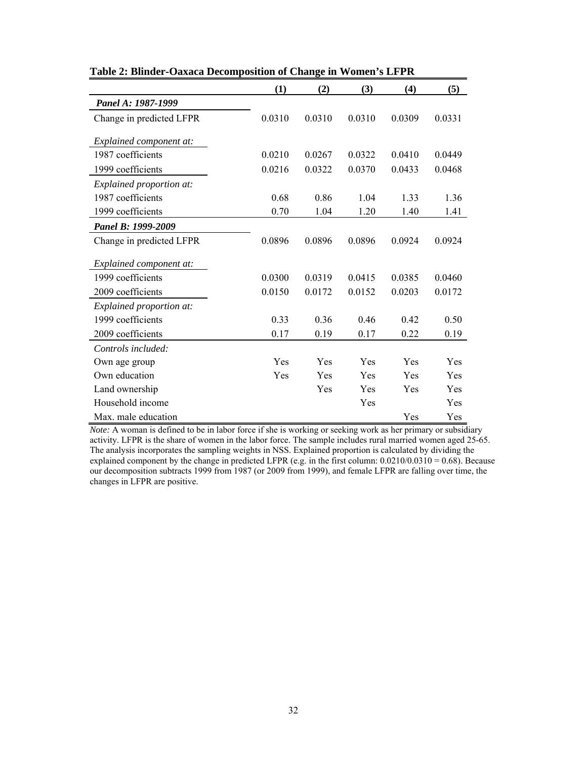**Table 2: Blinder-Oaxaca Decomposition of Change in Women's LFPR**

| | (1) | (2) | (3) | (4) | (5) |
|---|---|---|---|---|---|
| ***Panel A: 1987-1999*** | | | | | |
| Change in predicted LFPR | 0.0310 | 0.0310 | 0.0310 | 0.0309 | 0.0331 |
| *Explained component at:* | | | | | |
| 1987 coefficients | 0.0210 | 0.0267 | 0.0322 | 0.0410 | 0.0449 |
| 1999 coefficients | 0.0216 | 0.0322 | 0.0370 | 0.0433 | 0.0468 |
| *Explained proportion at:* | | | | | |
| 1987 coefficients | 0.68 | 0.86 | 1.04 | 1.33 | 1.36 |
| 1999 coefficients | 0.70 | 1.04 | 1.20 | 1.40 | 1.41 |
| ***Panel B: 1999-2009*** | | | | | |
| Change in predicted LFPR | 0.0896 | 0.0896 | 0.0896 | 0.0924 | 0.0924 |
| *Explained component at:* | | | | | |
| 1999 coefficients | 0.0300 | 0.0319 | 0.0415 | 0.0385 | 0.0460 |
| 2009 coefficients | 0.0150 | 0.0172 | 0.0152 | 0.0203 | 0.0172 |
| *Explained proportion at:* | | | | | |
| 1999 coefficients | 0.33 | 0.36 | 0.46 | 0.42 | 0.50 |
| 2009 coefficients | 0.17 | 0.19 | 0.17 | 0.22 | 0.19 |
| *Controls included:* | | | | | |
| Own age group | Yes | Yes | Yes | Yes | Yes |
| Own education | Yes | Yes | Yes | Yes | Yes |
| Land ownership | | Yes | Yes | Yes | Yes |
| Household income | | | Yes | | Yes |
| Max. male education | | | | Yes | Yes |

*Note:* A woman is defined to be in labor force if she is working or seeking work as her primary or subsidiary activity. LFPR is the share of women in the labor force. The sample includes rural married women aged 25-65. The analysis incorporates the sampling weights in NSS. Explained proportion is calculated by dividing the explained component by the change in predicted LFPR (e.g. in the first column: 0.0210/0.0310 = 0.68). Because our decomposition subtracts 1999 from 1987 (or 2009 from 1999), and female LFPR are falling over time, the changes in LFPR are positive.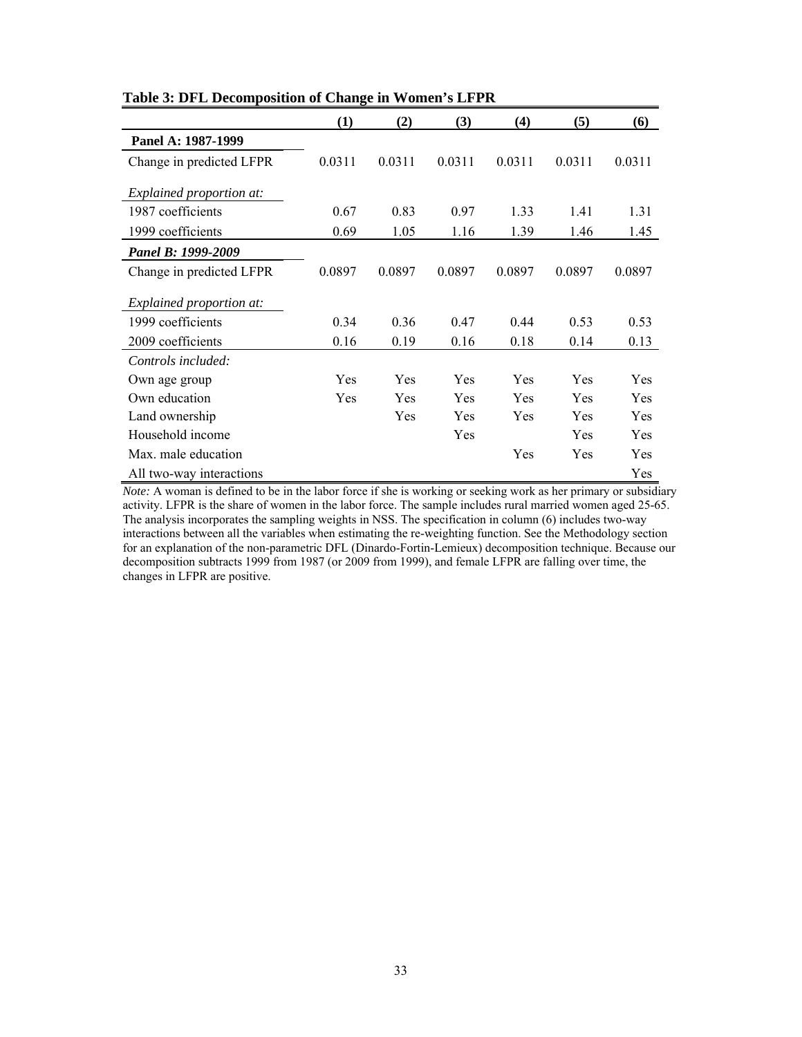**Table 3: DFL Decomposition of Change in Women's LFPR**

| | (1) | (2) | (3) | (4) | (5) | (6) |
|---|---|---|---|---|---|---|
| **Panel A: 1987-1999** | | | | | | |
| Change in predicted LFPR | 0.0311 | 0.0311 | 0.0311 | 0.0311 | 0.0311 | 0.0311 |
| *Explained proportion at:* | | | | | | |
| 1987 coefficients | 0.67 | 0.83 | 0.97 | 1.33 | 1.41 | 1.31 |
| 1999 coefficients | 0.69 | 1.05 | 1.16 | 1.39 | 1.46 | 1.45 |
| ***Panel B: 1999-2009*** | | | | | | |
| Change in predicted LFPR | 0.0897 | 0.0897 | 0.0897 | 0.0897 | 0.0897 | 0.0897 |
| *Explained proportion at:* | | | | | | |
| 1999 coefficients | 0.34 | 0.36 | 0.47 | 0.44 | 0.53 | 0.53 |
| 2009 coefficients | 0.16 | 0.19 | 0.16 | 0.18 | 0.14 | 0.13 |
| *Controls included:* | | | | | | |
| Own age group | Yes | Yes | Yes | Yes | Yes | Yes |
| Own education | Yes | Yes | Yes | Yes | Yes | Yes |
| Land ownership | | Yes | Yes | Yes | Yes | Yes |
| Household income | | | Yes | | Yes | Yes |
| Max. male education | | | | Yes | Yes | Yes |
| All two-way interactions | | | | | | Yes |

*Note:* A woman is defined to be in the labor force if she is working or seeking work as her primary or subsidiary activity. LFPR is the share of women in the labor force. The sample includes rural married women aged 25-65. The analysis incorporates the sampling weights in NSS. The specification in column (6) includes two-way interactions between all the variables when estimating the re-weighting function. See the Methodology section for an explanation of the non-parametric DFL (Dinardo-Fortin-Lemieux) decomposition technique. Because our decomposition subtracts 1999 from 1987 (or 2009 from 1999), and female LFPR are falling over time, the changes in LFPR are positive.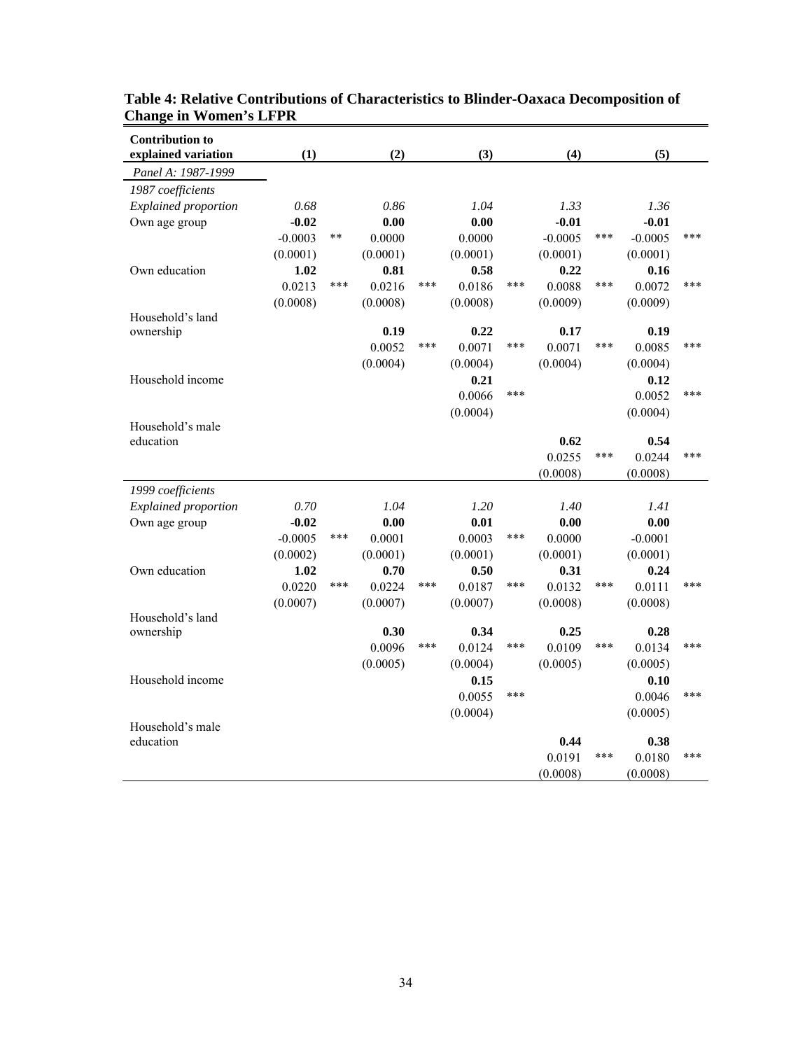**Table 4: Relative Contributions of Characteristics to Blinder-Oaxaca Decomposition of Change in Women's LFPR**

| Contribution to explained variation | (1) | | (2) | | (3) | | (4) | | (5) | |
|---|---|---|---|---|---|---|---|---|---|---|
| *Panel A: 1987-1999* | | | | | | | | | | |
| *1987 coefficients* | | | | | | | | | | |
| *Explained proportion* | *0.68* | | *0.86* | | *1.04* | | *1.33* | | *1.36* | |
| Own age group | **-0.02** | | **0.00** | | **0.00** | | **-0.01** | | **-0.01** | |
| | -0.0003 | ** | 0.0000 | | 0.0000 | | -0.0005 | *** | -0.0005 | *** |
| | (0.0001) | | (0.0001) | | (0.0001) | | (0.0001) | | (0.0001) | |
| Own education | **1.02** | | **0.81** | | **0.58** | | **0.22** | | **0.16** | |
| | 0.0213 | *** | 0.0216 | *** | 0.0186 | *** | 0.0088 | *** | 0.0072 | *** |
| | (0.0008) | | (0.0008) | | (0.0008) | | (0.0009) | | (0.0009) | |
| Household's land ownership | | | **0.19** | | **0.22** | | **0.17** | | **0.19** | |
| | | | 0.0052 | *** | 0.0071 | *** | 0.0071 | *** | 0.0085 | *** |
| | | | (0.0004) | | (0.0004) | | (0.0004) | | (0.0004) | |
| Household income | | | | | **0.21** | | | | **0.12** | |
| | | | | | 0.0066 | *** | | | 0.0052 | *** |
| | | | | | (0.0004) | | | | (0.0004) | |
| Household's male education | | | | | | | **0.62** | | **0.54** | |
| | | | | | | | 0.0255 | *** | 0.0244 | *** |
| | | | | | | | (0.0008) | | (0.0008) | |
| *1999 coefficients* | | | | | | | | | | |
| *Explained proportion* | *0.70* | | *1.04* | | *1.20* | | *1.40* | | *1.41* | |
| Own age group | **-0.02** | | **0.00** | | **0.01** | | **0.00** | | **0.00** | |
| | -0.0005 | *** | 0.0001 | | 0.0003 | *** | 0.0000 | | -0.0001 | |
| | (0.0002) | | (0.0001) | | (0.0001) | | (0.0001) | | (0.0001) | |
| Own education | **1.02** | | **0.70** | | **0.50** | | **0.31** | | **0.24** | |
| | 0.0220 | *** | 0.0224 | *** | 0.0187 | *** | 0.0132 | *** | 0.0111 | *** |
| | (0.0007) | | (0.0007) | | (0.0007) | | (0.0008) | | (0.0008) | |
| Household's land ownership | | | **0.30** | | **0.34** | | **0.25** | | **0.28** | |
| | | | 0.0096 | *** | 0.0124 | *** | 0.0109 | *** | 0.0134 | *** |
| | | | (0.0005) | | (0.0004) | | (0.0005) | | (0.0005) | |
| Household income | | | | | **0.15** | | | | **0.10** | |
| | | | | | 0.0055 | *** | | | 0.0046 | *** |
| | | | | | (0.0004) | | | | (0.0005) | |
| Household's male education | | | | | | | **0.44** | | **0.38** | |
| | | | | | | | 0.0191 | *** | 0.0180 | *** |
| | | | | | | | (0.0008) | | (0.0008) | |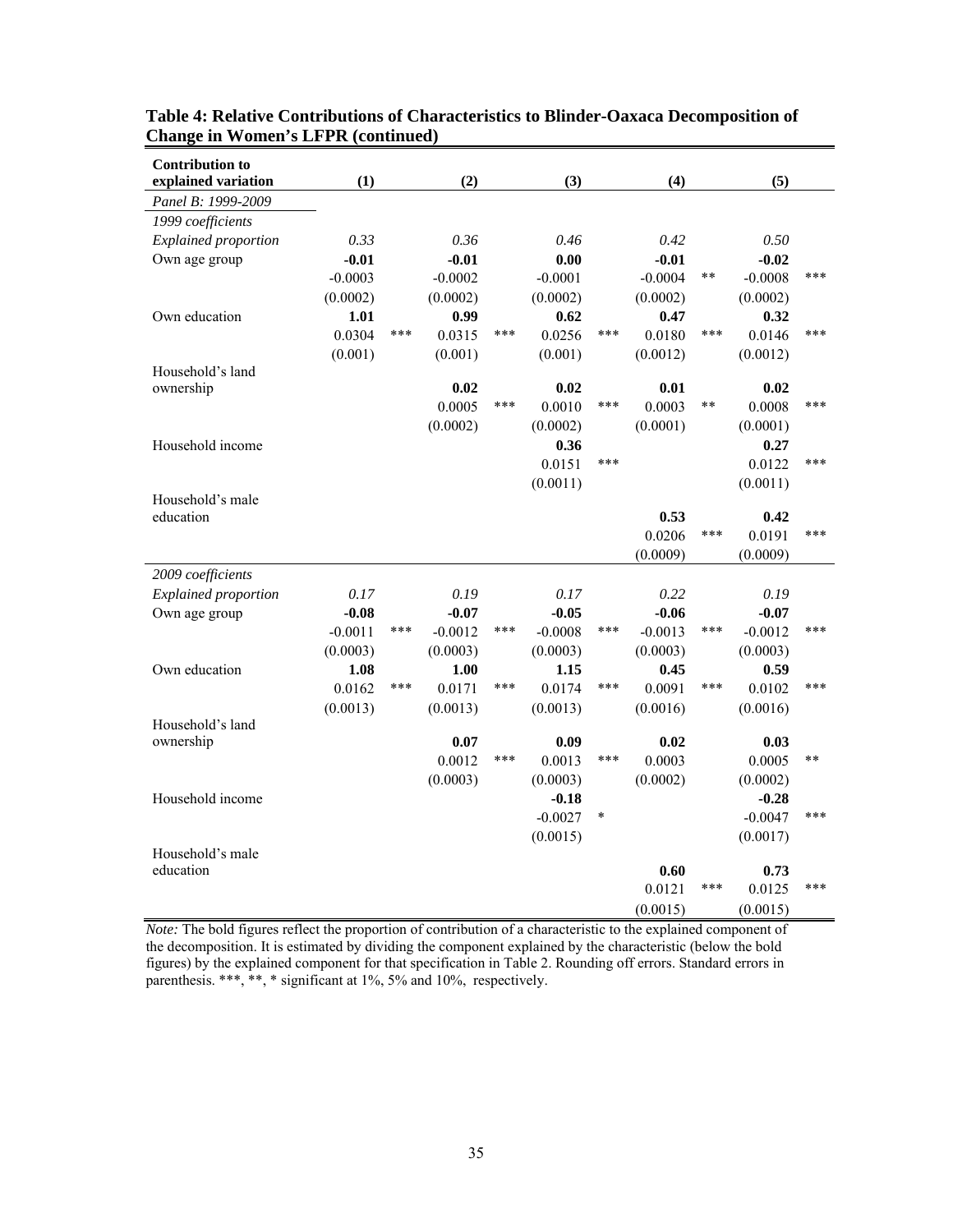**Table 4: Relative Contributions of Characteristics to Blinder-Oaxaca Decomposition of Change in Women's LFPR (continued)**

| Contribution to explained variation | (1) | | (2) | | (3) | | (4) | | (5) | |
|---|---|---|---|---|---|---|---|---|---|---|
| *Panel B: 1999-2009* | | | | | | | | | | |
| *1999 coefficients* | | | | | | | | | | |
| *Explained proportion* | *0.33* | | *0.36* | | *0.46* | | *0.42* | | *0.50* | |
| Own age group | **-0.01** | | **-0.01** | | **0.00** | | **-0.01** | | **-0.02** | |
| | -0.0003 | | -0.0002 | | -0.0001 | | -0.0004 | ** | -0.0008 | *** |
| | (0.0002) | | (0.0002) | | (0.0002) | | (0.0002) | | (0.0002) | |
| Own education | **1.01** | | **0.99** | | **0.62** | | **0.47** | | **0.32** | |
| | 0.0304 | *** | 0.0315 | *** | 0.0256 | *** | 0.0180 | *** | 0.0146 | *** |
| | (0.001) | | (0.001) | | (0.001) | | (0.0012) | | (0.0012) | |
| Household's land ownership | | | **0.02** | | **0.02** | | **0.01** | | **0.02** | |
| | | | 0.0005 | *** | 0.0010 | *** | 0.0003 | ** | 0.0008 | *** |
| | | | (0.0002) | | (0.0002) | | (0.0001) | | (0.0001) | |
| Household income | | | | | **0.36** | | | | **0.27** | |
| | | | | | 0.0151 | *** | | | 0.0122 | *** |
| | | | | | (0.0011) | | | | (0.0011) | |
| Household's male education | | | | | | | **0.53** | | **0.42** | |
| | | | | | | | 0.0206 | *** | 0.0191 | *** |
| | | | | | | | (0.0009) | | (0.0009) | |
| *2009 coefficients* | | | | | | | | | | |
| *Explained proportion* | *0.17* | | *0.19* | | *0.17* | | *0.22* | | *0.19* | |
| Own age group | **-0.08** | | **-0.07** | | **-0.05** | | **-0.06** | | **-0.07** | |
| | -0.0011 | *** | -0.0012 | *** | -0.0008 | *** | -0.0013 | *** | -0.0012 | *** |
| | (0.0003) | | (0.0003) | | (0.0003) | | (0.0003) | | (0.0003) | |
| Own education | **1.08** | | **1.00** | | **1.15** | | **0.45** | | **0.59** | |
| | 0.0162 | *** | 0.0171 | *** | 0.0174 | *** | 0.0091 | *** | 0.0102 | *** |
| | (0.0013) | | (0.0013) | | (0.0013) | | (0.0016) | | (0.0016) | |
| Household's land ownership | | | **0.07** | | **0.09** | | **0.02** | | **0.03** | |
| | | | 0.0012 | *** | 0.0013 | *** | 0.0003 | | 0.0005 | ** |
| | | | (0.0003) | | (0.0003) | | (0.0002) | | (0.0002) | |
| Household income | | | | | **-0.18** | | | | **-0.28** | |
| | | | | | -0.0027 | * | | | -0.0047 | *** |
| | | | | | (0.0015) | | | | (0.0017) | |
| Household's male education | | | | | | | **0.60** | | **0.73** | |
| | | | | | | | 0.0121 | *** | 0.0125 | *** |
| | | | | | | | (0.0015) | | (0.0015) | |

*Note:* The bold figures reflect the proportion of contribution of a characteristic to the explained component of the decomposition. It is estimated by dividing the component explained by the characteristic (below the bold figures) by the explained component for that specification in Table 2. Rounding off errors. Standard errors in parenthesis. ***, **, * significant at 1%, 5% and 10%, respectively.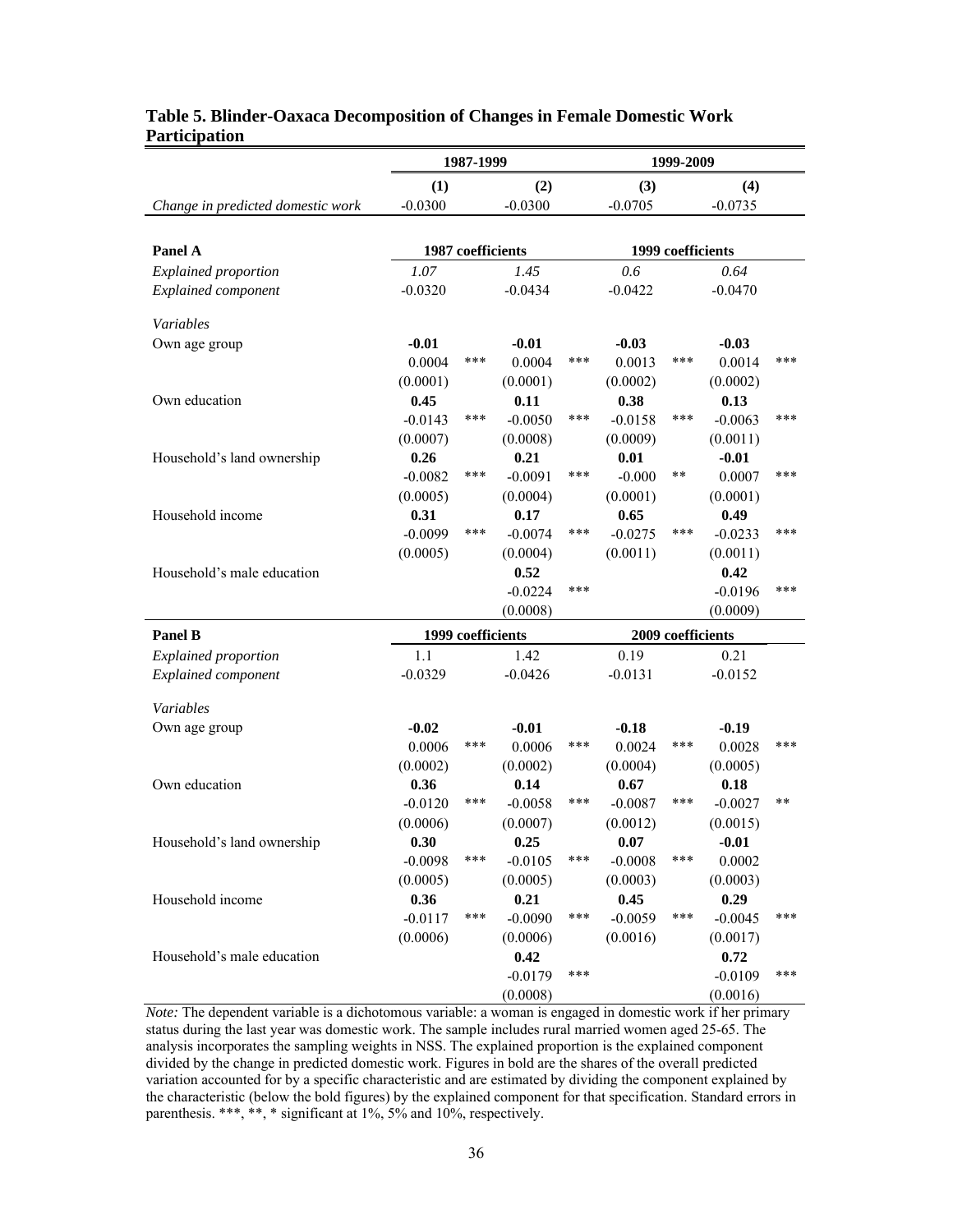**Table 5. Blinder-Oaxaca Decomposition of Changes in Female Domestic Work Participation**

| | 1987-1999 | | | | 1999-2009 | | | |
|---|---|---|---|---|---|---|---|---|
| | (1) | | (2) | | (3) | | (4) | |
| *Change in predicted domestic work* | -0.0300 | | -0.0300 | | -0.0705 | | -0.0735 | |
| **Panel A** | **1987 coefficients** | | | | **1999 coefficients** | | | |
| *Explained proportion* | *1.07* | | *1.45* | | *0.6* | | *0.64* | |
| *Explained component* | -0.0320 | | -0.0434 | | -0.0422 | | -0.0470 | |
| *Variables* | | | | | | | | |
| Own age group | **-0.01** | | **-0.01** | | **-0.03** | | **-0.03** | |
| | 0.0004 | *** | 0.0004 | *** | 0.0013 | *** | 0.0014 | *** |
| | (0.0001) | | (0.0001) | | (0.0002) | | (0.0002) | |
| Own education | **0.45** | | **0.11** | | **0.38** | | **0.13** | |
| | -0.0143 | *** | -0.0050 | *** | -0.0158 | *** | -0.0063 | *** |
| | (0.0007) | | (0.0008) | | (0.0009) | | (0.0011) | |
| Household's land ownership | **0.26** | | **0.21** | | **0.01** | | **-0.01** | |
| | -0.0082 | *** | -0.0091 | *** | -0.000 | ** | 0.0007 | *** |
| | (0.0005) | | (0.0004) | | (0.0001) | | (0.0001) | |
| Household income | **0.31** | | **0.17** | | **0.65** | | **0.49** | |
| | -0.0099 | *** | -0.0074 | *** | -0.0275 | *** | -0.0233 | *** |
| | (0.0005) | | (0.0004) | | (0.0011) | | (0.0011) | |
| Household's male education | | | **0.52** | | | | **0.42** | |
| | | | -0.0224 | *** | | | -0.0196 | *** |
| | | | (0.0008) | | | | (0.0009) | |
| **Panel B** | **1999 coefficients** | | | | **2009 coefficients** | | | |
| *Explained proportion* | 1.1 | | 1.42 | | 0.19 | | 0.21 | |
| *Explained component* | -0.0329 | | -0.0426 | | -0.0131 | | -0.0152 | |
| *Variables* | | | | | | | | |
| Own age group | **-0.02** | | **-0.01** | | **-0.18** | | **-0.19** | |
| | 0.0006 | *** | 0.0006 | *** | 0.0024 | *** | 0.0028 | *** |
| | (0.0002) | | (0.0002) | | (0.0004) | | (0.0005) | |
| Own education | **0.36** | | **0.14** | | **0.67** | | **0.18** | |
| | -0.0120 | *** | -0.0058 | *** | -0.0087 | *** | -0.0027 | ** |
| | (0.0006) | | (0.0007) | | (0.0012) | | (0.0015) | |
| Household's land ownership | **0.30** | | **0.25** | | **0.07** | | **-0.01** | |
| | -0.0098 | *** | -0.0105 | *** | -0.0008 | *** | 0.0002 | |
| | (0.0005) | | (0.0005) | | (0.0003) | | (0.0003) | |
| Household income | **0.36** | | **0.21** | | **0.45** | | **0.29** | |
| | -0.0117 | *** | -0.0090 | *** | -0.0059 | *** | -0.0045 | *** |
| | (0.0006) | | (0.0006) | | (0.0016) | | (0.0017) | |
| Household's male education | | | **0.42** | | | | **0.72** | |
| | | | -0.0179 | *** | | | -0.0109 | *** |
| | | | (0.0008) | | | | (0.0016) | |

*Note:* The dependent variable is a dichotomous variable: a woman is engaged in domestic work if her primary status during the last year was domestic work. The sample includes rural married women aged 25-65. The analysis incorporates the sampling weights in NSS. The explained proportion is the explained component divided by the change in predicted domestic work. Figures in bold are the shares of the overall predicted variation accounted for by a specific characteristic and are estimated by dividing the component explained by the characteristic (below the bold figures) by the explained component for that specification. Standard errors in parenthesis. ***, **, * significant at 1%, 5% and 10%, respectively.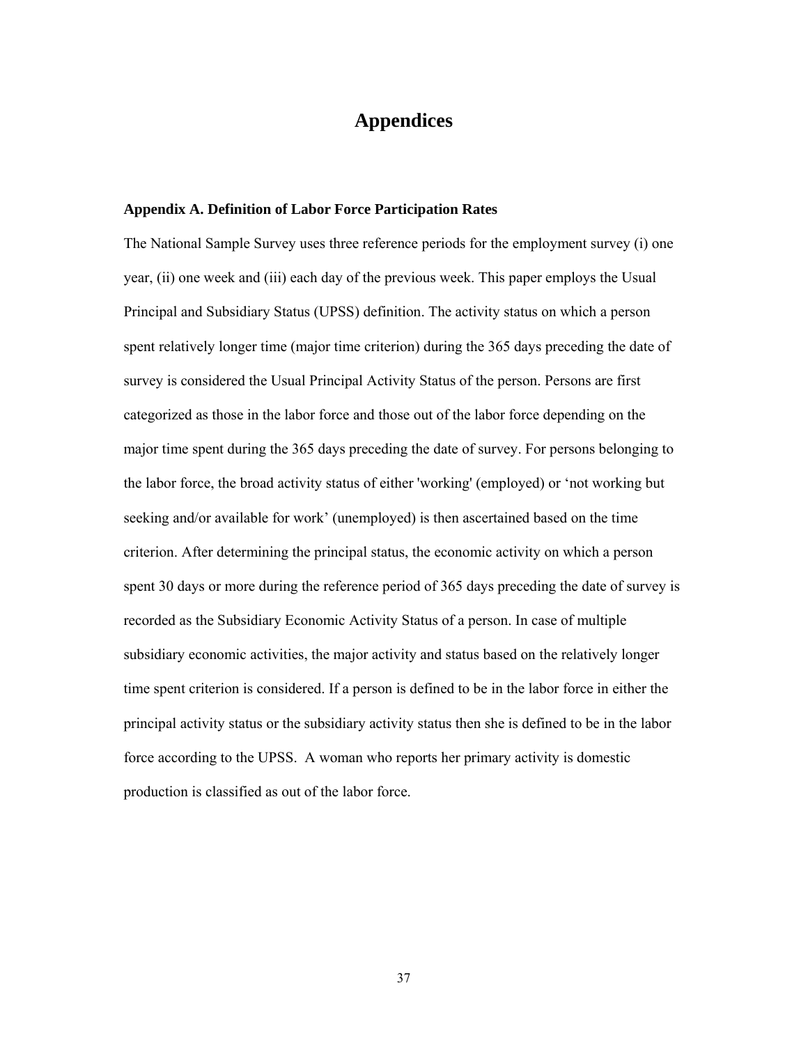# Appendices

### Appendix A. Definition of Labor Force Participation Rates

The National Sample Survey uses three reference periods for the employment survey (i) one year, (ii) one week and (iii) each day of the previous week. This paper employs the Usual Principal and Subsidiary Status (UPSS) definition. The activity status on which a person spent relatively longer time (major time criterion) during the 365 days preceding the date of survey is considered the Usual Principal Activity Status of the person. Persons are first categorized as those in the labor force and those out of the labor force depending on the major time spent during the 365 days preceding the date of survey. For persons belonging to the labor force, the broad activity status of either 'working' (employed) or 'not working but seeking and/or available for work' (unemployed) is then ascertained based on the time criterion. After determining the principal status, the economic activity on which a person spent 30 days or more during the reference period of 365 days preceding the date of survey is recorded as the Subsidiary Economic Activity Status of a person. In case of multiple subsidiary economic activities, the major activity and status based on the relatively longer time spent criterion is considered. If a person is defined to be in the labor force in either the principal activity status or the subsidiary activity status then she is defined to be in the labor force according to the UPSS. A woman who reports her primary activity is domestic production is classified as out of the labor force.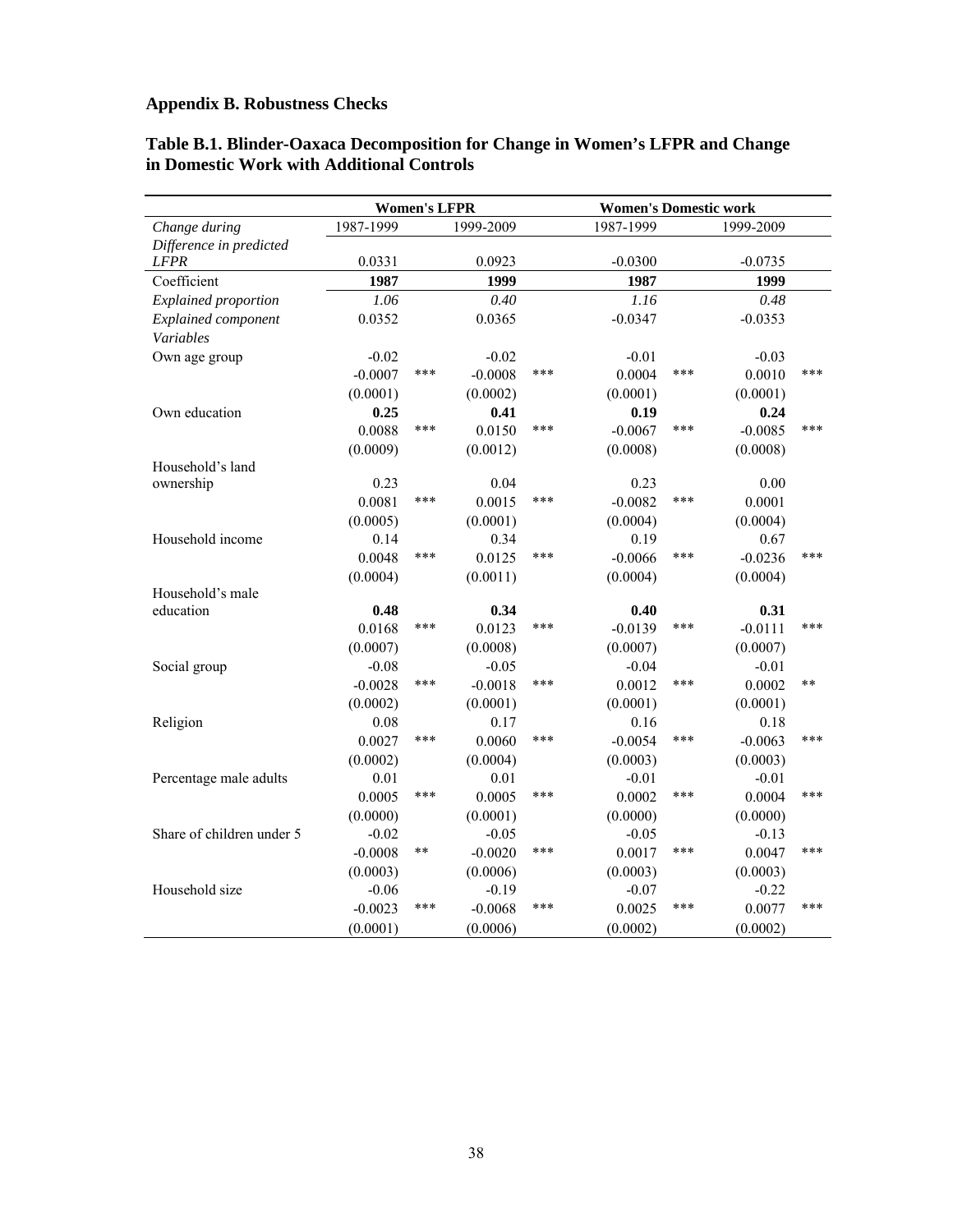## Appendix B. Robustness Checks

### Table B.1. Blinder-Oaxaca Decomposition for Change in Women's LFPR and Change in Domestic Work with Additional Controls

| | Women's LFPR | | | | Women's Domestic work | | | |
|---|---|---|---|---|---|---|---|---|
| *Change during* | 1987-1999 | | 1999-2009 | | 1987-1999 | | 1999-2009 | |
| *Difference in predicted LFPR* | 0.0331 | | 0.0923 | | -0.0300 | | -0.0735 | |
| Coefficient | **1987** | | **1999** | | **1987** | | **1999** | |
| *Explained proportion* | *1.06* | | *0.40* | | *1.16* | | *0.48* | |
| *Explained component* | 0.0352 | | 0.0365 | | -0.0347 | | -0.0353 | |
| *Variables* | | | | | | | | |
| Own age group | -0.02 | | -0.02 | | -0.01 | | -0.03 | |
| | -0.0007 | *** | -0.0008 | *** | 0.0004 | *** | 0.0010 | *** |
| | (0.0001) | | (0.0002) | | (0.0001) | | (0.0001) | |
| Own education | **0.25** | | **0.41** | | **0.19** | | **0.24** | |
| | 0.0088 | *** | 0.0150 | *** | -0.0067 | *** | -0.0085 | *** |
| | (0.0009) | | (0.0012) | | (0.0008) | | (0.0008) | |
| Household's land ownership | 0.23 | | 0.04 | | 0.23 | | 0.00 | |
| | 0.0081 | *** | 0.0015 | *** | -0.0082 | *** | 0.0001 | |
| | (0.0005) | | (0.0001) | | (0.0004) | | (0.0004) | |
| Household income | 0.14 | | 0.34 | | 0.19 | | 0.67 | |
| | 0.0048 | *** | 0.0125 | *** | -0.0066 | *** | -0.0236 | *** |
| | (0.0004) | | (0.0011) | | (0.0004) | | (0.0004) | |
| Household's male education | **0.48** | | **0.34** | | **0.40** | | **0.31** | |
| | 0.0168 | *** | 0.0123 | *** | -0.0139 | *** | -0.0111 | *** |
| | (0.0007) | | (0.0008) | | (0.0007) | | (0.0007) | |
| Social group | -0.08 | | -0.05 | | -0.04 | | -0.01 | |
| | -0.0028 | *** | -0.0018 | *** | 0.0012 | *** | 0.0002 | ** |
| | (0.0002) | | (0.0001) | | (0.0001) | | (0.0001) | |
| Religion | 0.08 | | 0.17 | | 0.16 | | 0.18 | |
| | 0.0027 | *** | 0.0060 | *** | -0.0054 | *** | -0.0063 | *** |
| | (0.0002) | | (0.0004) | | (0.0003) | | (0.0003) | |
| Percentage male adults | 0.01 | | 0.01 | | -0.01 | | -0.01 | |
| | 0.0005 | *** | 0.0005 | *** | 0.0002 | *** | 0.0004 | *** |
| | (0.0000) | | (0.0001) | | (0.0000) | | (0.0000) | |
| Share of children under 5 | -0.02 | | -0.05 | | -0.05 | | -0.13 | |
| | -0.0008 | ** | -0.0020 | *** | 0.0017 | *** | 0.0047 | *** |
| | (0.0003) | | (0.0006) | | (0.0003) | | (0.0003) | |
| Household size | -0.06 | | -0.19 | | -0.07 | | -0.22 | |
| | -0.0023 | *** | -0.0068 | *** | 0.0025 | *** | 0.0077 | *** |
| | (0.0001) | | (0.0006) | | (0.0002) | | (0.0002) | |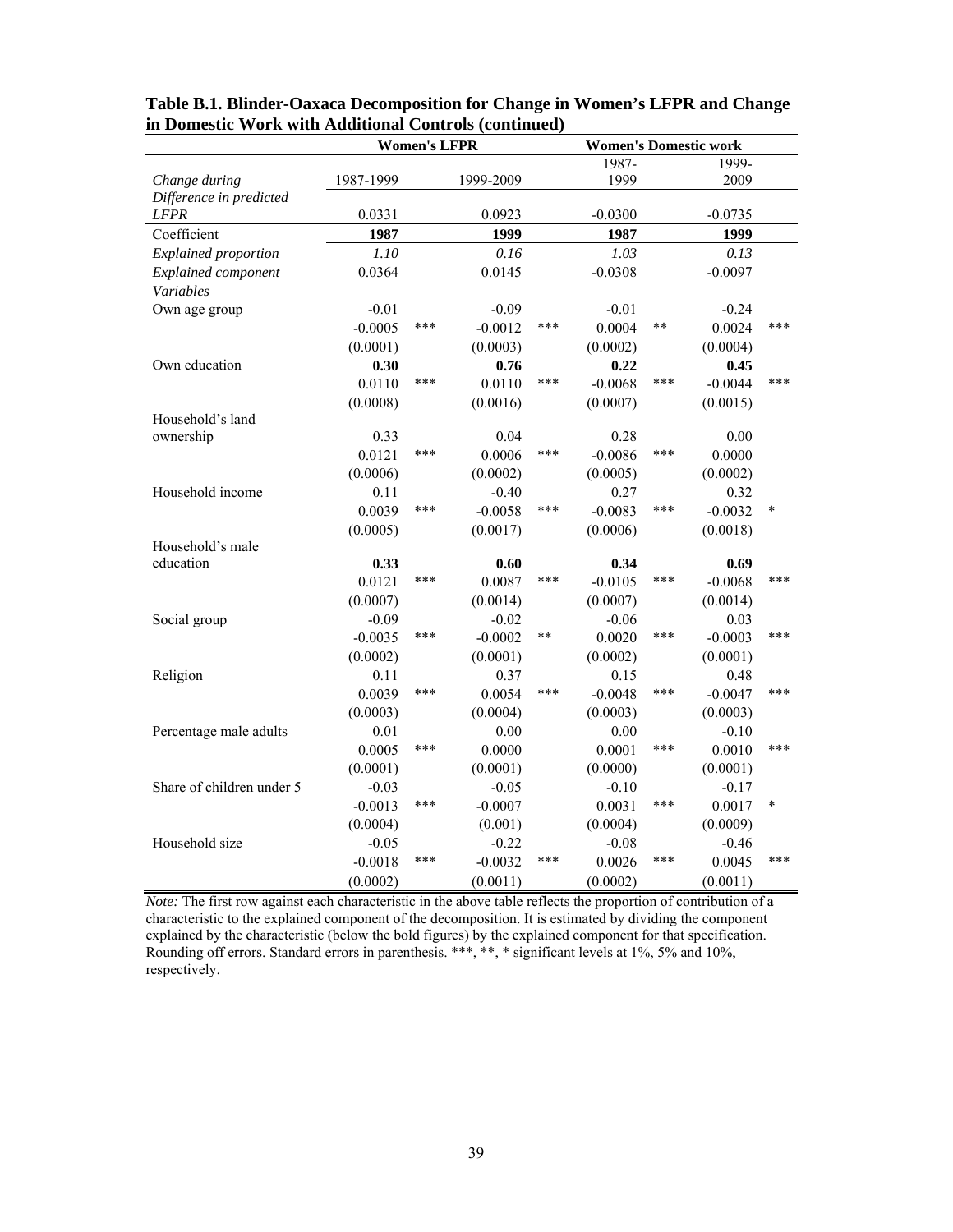**Table B.1. Blinder-Oaxaca Decomposition for Change in Women's LFPR and Change in Domestic Work with Additional Controls (continued)**

| | Women's LFPR | | | | Women's Domestic work | | | |
|---|---|---|---|---|---|---|---|---|
| *Change during* | 1987-1999 | | 1999-2009 | | 1987-1999 | | 1999-2009 | |
| *Difference in predicted LFPR* | 0.0331 | | 0.0923 | | -0.0300 | | -0.0735 | |
| Coefficient | **1987** | | **1999** | | **1987** | | **1999** | |
| *Explained proportion* | *1.10* | | *0.16* | | *1.03* | | *0.13* | |
| *Explained component* | 0.0364 | | 0.0145 | | -0.0308 | | -0.0097 | |
| *Variables* | | | | | | | | |
| Own age group | -0.01 | | -0.09 | | -0.01 | | -0.24 | |
| | -0.0005 | *** | -0.0012 | *** | 0.0004 | ** | 0.0024 | *** |
| | (0.0001) | | (0.0003) | | (0.0002) | | (0.0004) | |
| Own education | **0.30** | | **0.76** | | **0.22** | | **0.45** | |
| | 0.0110 | *** | 0.0110 | *** | -0.0068 | *** | -0.0044 | *** |
| | (0.0008) | | (0.0016) | | (0.0007) | | (0.0015) | |
| Household's land ownership | 0.33 | | 0.04 | | 0.28 | | 0.00 | |
| | 0.0121 | *** | 0.0006 | *** | -0.0086 | *** | 0.0000 | |
| | (0.0006) | | (0.0002) | | (0.0005) | | (0.0002) | |
| Household income | 0.11 | | -0.40 | | 0.27 | | 0.32 | |
| | 0.0039 | *** | -0.0058 | *** | -0.0083 | *** | -0.0032 | * |
| | (0.0005) | | (0.0017) | | (0.0006) | | (0.0018) | |
| Household's male education | **0.33** | | **0.60** | | **0.34** | | **0.69** | |
| | 0.0121 | *** | 0.0087 | *** | -0.0105 | *** | -0.0068 | *** |
| | (0.0007) | | (0.0014) | | (0.0007) | | (0.0014) | |
| Social group | -0.09 | | -0.02 | | -0.06 | | 0.03 | |
| | -0.0035 | *** | -0.0002 | ** | 0.0020 | *** | -0.0003 | *** |
| | (0.0002) | | (0.0001) | | (0.0002) | | (0.0001) | |
| Religion | 0.11 | | 0.37 | | 0.15 | | 0.48 | |
| | 0.0039 | *** | 0.0054 | *** | -0.0048 | *** | -0.0047 | *** |
| | (0.0003) | | (0.0004) | | (0.0003) | | (0.0003) | |
| Percentage male adults | 0.01 | | 0.00 | | 0.00 | | -0.10 | |
| | 0.0005 | *** | 0.0000 | | 0.0001 | *** | 0.0010 | *** |
| | (0.0001) | | (0.0001) | | (0.0000) | | (0.0001) | |
| Share of children under 5 | -0.03 | | -0.05 | | -0.10 | | -0.17 | |
| | -0.0013 | *** | -0.0007 | | 0.0031 | *** | 0.0017 | * |
| | (0.0004) | | (0.001) | | (0.0004) | | (0.0009) | |
| Household size | -0.05 | | -0.22 | | -0.08 | | -0.46 | |
| | -0.0018 | *** | -0.0032 | *** | 0.0026 | *** | 0.0045 | *** |
| | (0.0002) | | (0.0011) | | (0.0002) | | (0.0011) | |

*Note:* The first row against each characteristic in the above table reflects the proportion of contribution of a characteristic to the explained component of the decomposition. It is estimated by dividing the component explained by the characteristic (below the bold figures) by the explained component for that specification. Rounding off errors. Standard errors in parenthesis. ***, **, * significant levels at 1%, 5% and 10%, respectively.